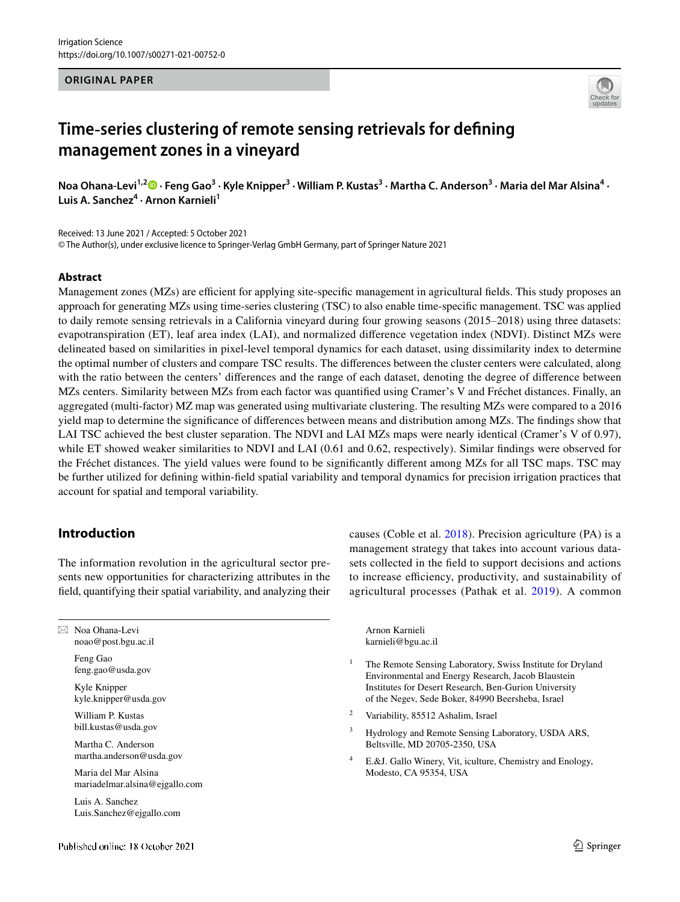ORIGINAL PAPER

# Time-series clustering of remote sensing retrievals for defining management zones in a vineyard

**Noa Ohana-Levi[1,2] · Feng Gao[3] · Kyle Knipper[3] · William P. Kustas[3] · Martha C. Anderson[3] · Maria del Mar Alsina[4] · Luis A. Sanchez[4] · Arnon Karnieli[1]**

Received: 13 June 2021 / Accepted: 5 October 2021
© The Author(s), under exclusive licence to Springer-Verlag GmbH Germany, part of Springer Nature 2021

## Abstract

Management zones (MZs) are efficient for applying site-specific management in agricultural fields. This study proposes an approach for generating MZs using time-series clustering (TSC) to also enable time-specific management. TSC was applied to daily remote sensing retrievals in a California vineyard during four growing seasons (2015–2018) using three datasets: evapotranspiration (ET), leaf area index (LAI), and normalized difference vegetation index (NDVI). Distinct MZs were delineated based on similarities in pixel-level temporal dynamics for each dataset, using dissimilarity index to determine the optimal number of clusters and compare TSC results. The differences between the cluster centers were calculated, along with the ratio between the centers' differences and the range of each dataset, denoting the degree of difference between MZs centers. Similarity between MZs from each factor was quantified using Cramer's V and Fréchet distances. Finally, an aggregated (multi-factor) MZ map was generated using multivariate clustering. The resulting MZs were compared to a 2016 yield map to determine the significance of differences between means and distribution among MZs. The findings show that LAI TSC achieved the best cluster separation. The NDVI and LAI MZs maps were nearly identical (Cramer's V of 0.97), while ET showed weaker similarities to NDVI and LAI (0.61 and 0.62, respectively). Similar findings were observed for the Fréchet distances. The yield values were found to be significantly different among MZs for all TSC maps. TSC may be further utilized for defining within-field spatial variability and temporal dynamics for precision irrigation practices that account for spatial and temporal variability.

## Introduction

The information revolution in the agricultural sector presents new opportunities for characterizing attributes in the field, quantifying their spatial variability, and analyzing their causes (Coble et al. 2018). Precision agriculture (PA) is a management strategy that takes into account various datasets collected in the field to support decisions and actions to increase efficiency, productivity, and sustainability of agricultural processes (Pathak et al. 2019). A common

---

✉ Noa Ohana-Levi
noao@post.bgu.ac.il

Feng Gao
feng.gao@usda.gov

Kyle Knipper
kyle.knipper@usda.gov

William P. Kustas
bill.kustas@usda.gov

Martha C. Anderson
martha.anderson@usda.gov

Maria del Mar Alsina
mariadelmar.alsina@ejgallo.com

Luis A. Sanchez
Luis.Sanchez@ejgallo.com

Arnon Karnieli
karnieli@bgu.ac.il

[1] The Remote Sensing Laboratory, Swiss Institute for Dryland Environmental and Energy Research, Jacob Blaustein Institutes for Desert Research, Ben-Gurion University of the Negev, Sede Boker, 84990 Beersheba, Israel

[2] Variability, 85512 Ashalim, Israel

[3] Hydrology and Remote Sensing Laboratory, USDA ARS, Beltsville, MD 20705-2350, USA

[4] E.&J. Gallo Winery, Vit, iculture, Chemistry and Enology, Modesto, CA 95354, USA

Published online: 18 October 2021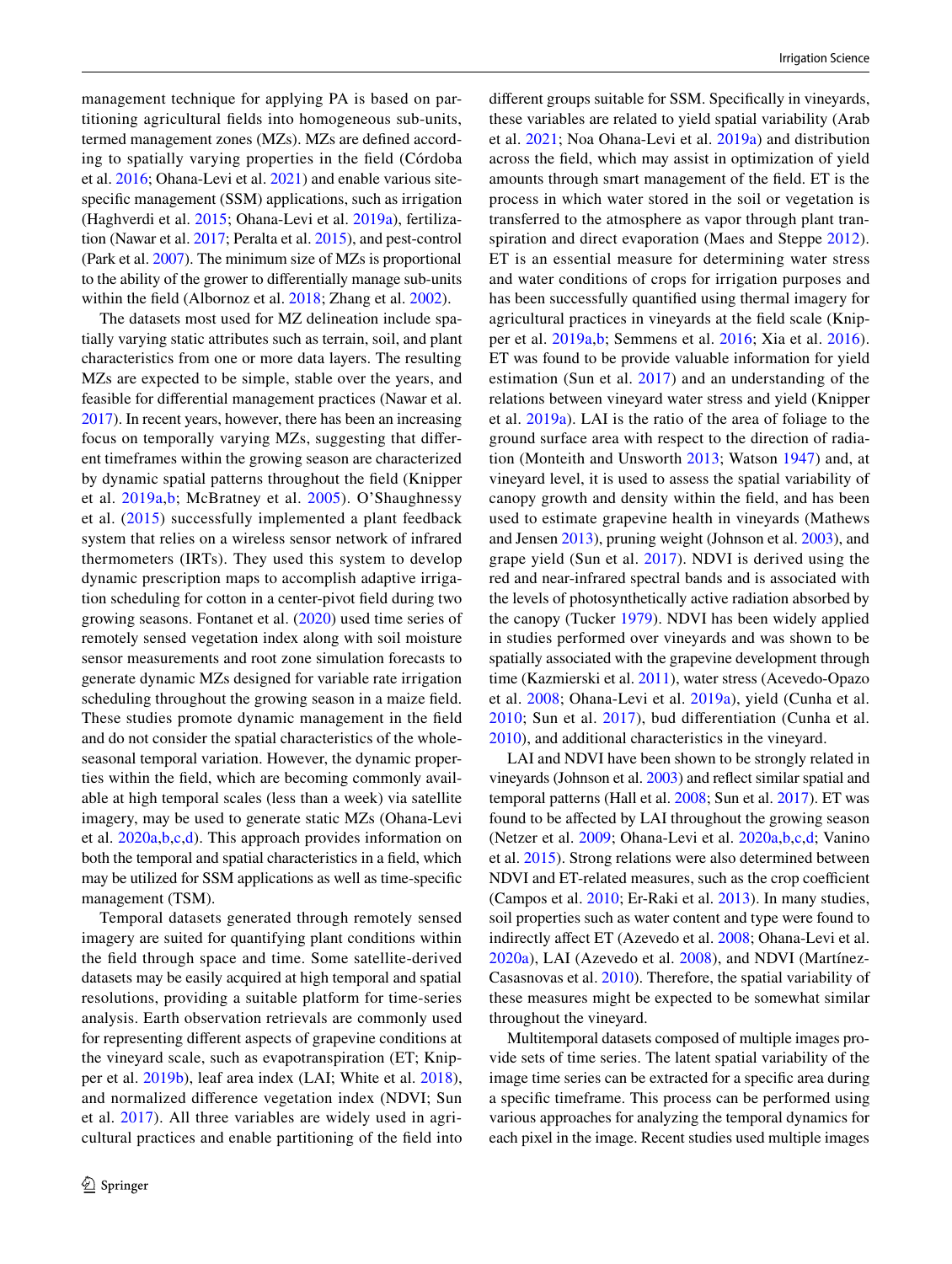management technique for applying PA is based on partitioning agricultural fields into homogeneous sub-units, termed management zones (MZs). MZs are defined according to spatially varying properties in the field (Córdoba et al. 2016; Ohana-Levi et al. 2021) and enable various site-specific management (SSM) applications, such as irrigation (Haghverdi et al. 2015; Ohana-Levi et al. 2019a), fertilization (Nawar et al. 2017; Peralta et al. 2015), and pest-control (Park et al. 2007). The minimum size of MZs is proportional to the ability of the grower to differentially manage sub-units within the field (Albornoz et al. 2018; Zhang et al. 2002).

The datasets most used for MZ delineation include spatially varying static attributes such as terrain, soil, and plant characteristics from one or more data layers. The resulting MZs are expected to be simple, stable over the years, and feasible for differential management practices (Nawar et al. 2017). In recent years, however, there has been an increasing focus on temporally varying MZs, suggesting that different timeframes within the growing season are characterized by dynamic spatial patterns throughout the field (Knipper et al. 2019a,b; McBratney et al. 2005). O'Shaughnessy et al. (2015) successfully implemented a plant feedback system that relies on a wireless sensor network of infrared thermometers (IRTs). They used this system to develop dynamic prescription maps to accomplish adaptive irrigation scheduling for cotton in a center-pivot field during two growing seasons. Fontanet et al. (2020) used time series of remotely sensed vegetation index along with soil moisture sensor measurements and root zone simulation forecasts to generate dynamic MZs designed for variable rate irrigation scheduling throughout the growing season in a maize field. These studies promote dynamic management in the field and do not consider the spatial characteristics of the whole-seasonal temporal variation. However, the dynamic properties within the field, which are becoming commonly available at high temporal scales (less than a week) via satellite imagery, may be used to generate static MZs (Ohana-Levi et al. 2020a,b,c,d). This approach provides information on both the temporal and spatial characteristics in a field, which may be utilized for SSM applications as well as time-specific management (TSM).

Temporal datasets generated through remotely sensed imagery are suited for quantifying plant conditions within the field through space and time. Some satellite-derived datasets may be easily acquired at high temporal and spatial resolutions, providing a suitable platform for time-series analysis. Earth observation retrievals are commonly used for representing different aspects of grapevine conditions at the vineyard scale, such as evapotranspiration (ET; Knipper et al. 2019b), leaf area index (LAI; White et al. 2018), and normalized difference vegetation index (NDVI; Sun et al. 2017). All three variables are widely used in agricultural practices and enable partitioning of the field into different groups suitable for SSM. Specifically in vineyards, these variables are related to yield spatial variability (Arab et al. 2021; Noa Ohana-Levi et al. 2019a) and distribution across the field, which may assist in optimization of yield amounts through smart management of the field. ET is the process in which water stored in the soil or vegetation is transferred to the atmosphere as vapor through plant transpiration and direct evaporation (Maes and Steppe 2012). ET is an essential measure for determining water stress and water conditions of crops for irrigation purposes and has been successfully quantified using thermal imagery for agricultural practices in vineyards at the field scale (Knipper et al. 2019a,b; Semmens et al. 2016; Xia et al. 2016). ET was found to be provide valuable information for yield estimation (Sun et al. 2017) and an understanding of the relations between vineyard water stress and yield (Knipper et al. 2019a). LAI is the ratio of the area of foliage to the ground surface area with respect to the direction of radiation (Monteith and Unsworth 2013; Watson 1947) and, at vineyard level, it is used to assess the spatial variability of canopy growth and density within the field, and has been used to estimate grapevine health in vineyards (Mathews and Jensen 2013), pruning weight (Johnson et al. 2003), and grape yield (Sun et al. 2017). NDVI is derived using the red and near-infrared spectral bands and is associated with the levels of photosynthetically active radiation absorbed by the canopy (Tucker 1979). NDVI has been widely applied in studies performed over vineyards and was shown to be spatially associated with the grapevine development through time (Kazmierski et al. 2011), water stress (Acevedo-Opazo et al. 2008; Ohana-Levi et al. 2019a), yield (Cunha et al. 2010; Sun et al. 2017), bud differentiation (Cunha et al. 2010), and additional characteristics in the vineyard.

LAI and NDVI have been shown to be strongly related in vineyards (Johnson et al. 2003) and reflect similar spatial and temporal patterns (Hall et al. 2008; Sun et al. 2017). ET was found to be affected by LAI throughout the growing season (Netzer et al. 2009; Ohana-Levi et al. 2020a,b,c,d; Vanino et al. 2015). Strong relations were also determined between NDVI and ET-related measures, such as the crop coefficient (Campos et al. 2010; Er-Raki et al. 2013). In many studies, soil properties such as water content and type were found to indirectly affect ET (Azevedo et al. 2008; Ohana-Levi et al. 2020a), LAI (Azevedo et al. 2008), and NDVI (Martínez-Casasnovas et al. 2010). Therefore, the spatial variability of these measures might be expected to be somewhat similar throughout the vineyard.

Multitemporal datasets composed of multiple images provide sets of time series. The latent spatial variability of the image time series can be extracted for a specific area during a specific timeframe. This process can be performed using various approaches for analyzing the temporal dynamics for each pixel in the image. Recent studies used multiple images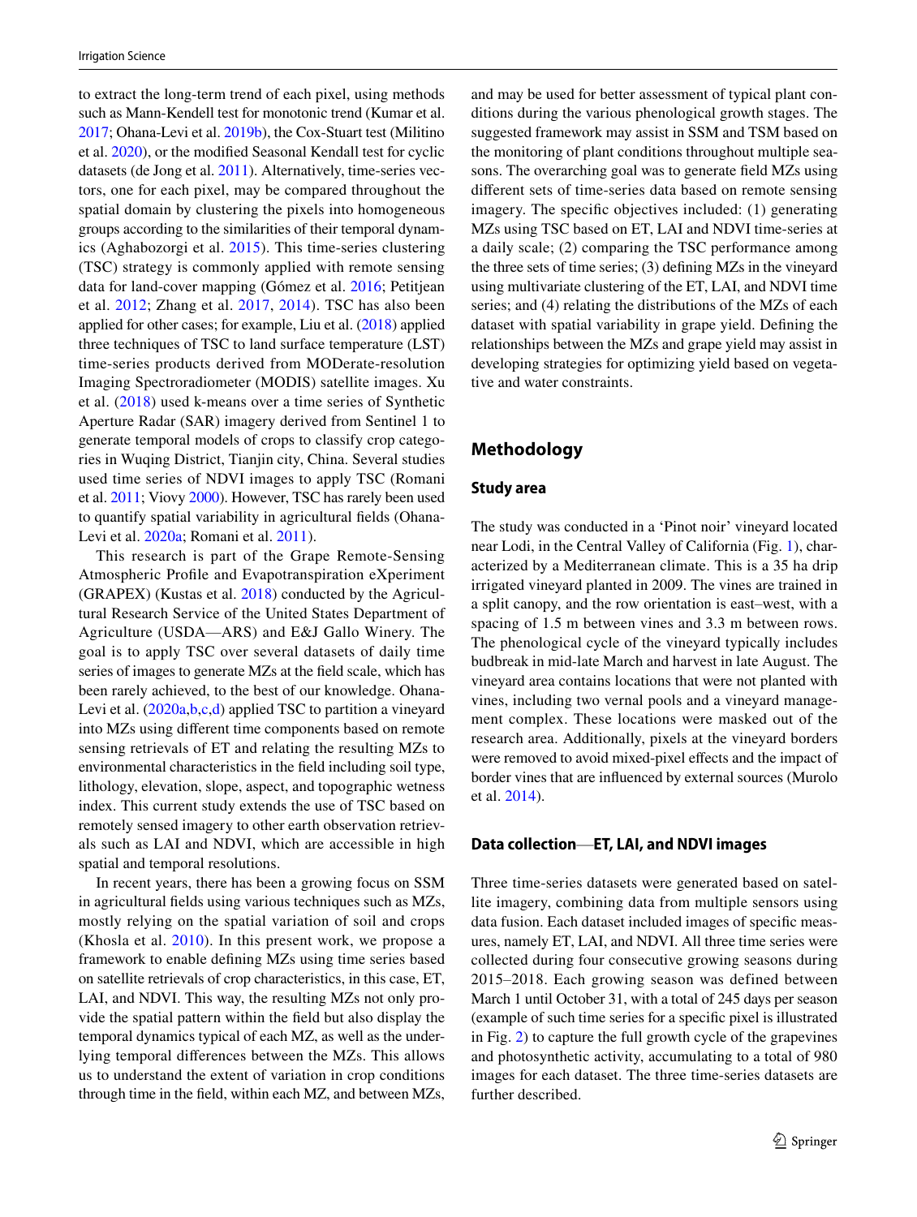to extract the long-term trend of each pixel, using methods such as Mann-Kendell test for monotonic trend (Kumar et al. 2017; Ohana-Levi et al. 2019b), the Cox-Stuart test (Militino et al. 2020), or the modified Seasonal Kendall test for cyclic datasets (de Jong et al. 2011). Alternatively, time-series vectors, one for each pixel, may be compared throughout the spatial domain by clustering the pixels into homogeneous groups according to the similarities of their temporal dynamics (Aghabozorgi et al. 2015). This time-series clustering (TSC) strategy is commonly applied with remote sensing data for land-cover mapping (Gómez et al. 2016; Petitjean et al. 2012; Zhang et al. 2017, 2014). TSC has also been applied for other cases; for example, Liu et al. (2018) applied three techniques of TSC to land surface temperature (LST) time-series products derived from MODerate-resolution Imaging Spectroradiometer (MODIS) satellite images. Xu et al. (2018) used k-means over a time series of Synthetic Aperture Radar (SAR) imagery derived from Sentinel 1 to generate temporal models of crops to classify crop categories in Wuqing District, Tianjin city, China. Several studies used time series of NDVI images to apply TSC (Romani et al. 2011; Viovy 2000). However, TSC has rarely been used to quantify spatial variability in agricultural fields (Ohana-Levi et al. 2020a; Romani et al. 2011).

This research is part of the Grape Remote-Sensing Atmospheric Profile and Evapotranspiration eXperiment (GRAPEX) (Kustas et al. 2018) conducted by the Agricultural Research Service of the United States Department of Agriculture (USDA—ARS) and E&J Gallo Winery. The goal is to apply TSC over several datasets of daily time series of images to generate MZs at the field scale, which has been rarely achieved, to the best of our knowledge. Ohana-Levi et al. (2020a,b,c,d) applied TSC to partition a vineyard into MZs using different time components based on remote sensing retrievals of ET and relating the resulting MZs to environmental characteristics in the field including soil type, lithology, elevation, slope, aspect, and topographic wetness index. This current study extends the use of TSC based on remotely sensed imagery to other earth observation retrievals such as LAI and NDVI, which are accessible in high spatial and temporal resolutions.

In recent years, there has been a growing focus on SSM in agricultural fields using various techniques such as MZs, mostly relying on the spatial variation of soil and crops (Khosla et al. 2010). In this present work, we propose a framework to enable defining MZs using time series based on satellite retrievals of crop characteristics, in this case, ET, LAI, and NDVI. This way, the resulting MZs not only provide the spatial pattern within the field but also display the temporal dynamics typical of each MZ, as well as the underlying temporal differences between the MZs. This allows us to understand the extent of variation in crop conditions through time in the field, within each MZ, and between MZs, and may be used for better assessment of typical plant conditions during the various phenological growth stages. The suggested framework may assist in SSM and TSM based on the monitoring of plant conditions throughout multiple seasons. The overarching goal was to generate field MZs using different sets of time-series data based on remote sensing imagery. The specific objectives included: (1) generating MZs using TSC based on ET, LAI and NDVI time-series at a daily scale; (2) comparing the TSC performance among the three sets of time series; (3) defining MZs in the vineyard using multivariate clustering of the ET, LAI, and NDVI time series; and (4) relating the distributions of the MZs of each dataset with spatial variability in grape yield. Defining the relationships between the MZs and grape yield may assist in developing strategies for optimizing yield based on vegetative and water constraints.

## Methodology

### Study area

The study was conducted in a 'Pinot noir' vineyard located near Lodi, in the Central Valley of California (Fig. 1), characterized by a Mediterranean climate. This is a 35 ha drip irrigated vineyard planted in 2009. The vines are trained in a split canopy, and the row orientation is east–west, with a spacing of 1.5 m between vines and 3.3 m between rows. The phenological cycle of the vineyard typically includes budbreak in mid-late March and harvest in late August. The vineyard area contains locations that were not planted with vines, including two vernal pools and a vineyard management complex. These locations were masked out of the research area. Additionally, pixels at the vineyard borders were removed to avoid mixed-pixel effects and the impact of border vines that are influenced by external sources (Murolo et al. 2014).

### Data collection—ET, LAI, and NDVI images

Three time-series datasets were generated based on satellite imagery, combining data from multiple sensors using data fusion. Each dataset included images of specific measures, namely ET, LAI, and NDVI. All three time series were collected during four consecutive growing seasons during 2015–2018. Each growing season was defined between March 1 until October 31, with a total of 245 days per season (example of such time series for a specific pixel is illustrated in Fig. 2) to capture the full growth cycle of the grapevines and photosynthetic activity, accumulating to a total of 980 images for each dataset. The three time-series datasets are further described.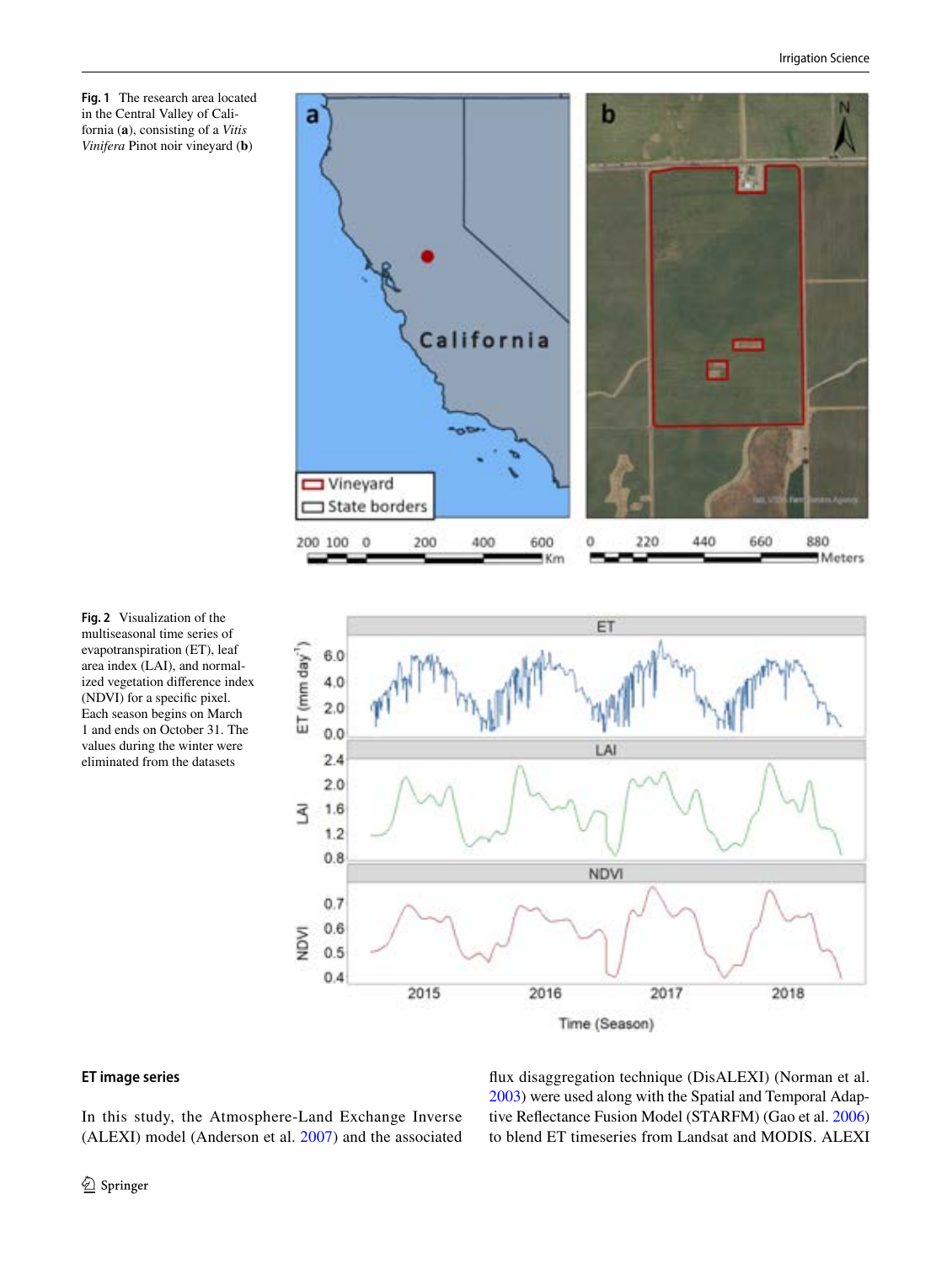**Fig. 1** The research area located in the Central Valley of California (**a**), consisting of a *Vitis Vinifera* Pinot noir vineyard (**b**)

**Fig. 2** Visualization of the multiseasonal time series of evapotranspiration (ET), leaf area index (LAI), and normalized vegetation difference index (NDVI) for a specific pixel. Each season begins on March 1 and ends on October 31. The values during the winter were eliminated from the datasets

### ET image series

In this study, the Atmosphere-Land Exchange Inverse (ALEXI) model (Anderson et al. 2007) and the associated flux disaggregation technique (DisALEXI) (Norman et al. 2003) were used along with the Spatial and Temporal Adaptive Reflectance Fusion Model (STARFM) (Gao et al. 2006) to blend ET timeseries from Landsat and MODIS. ALEXI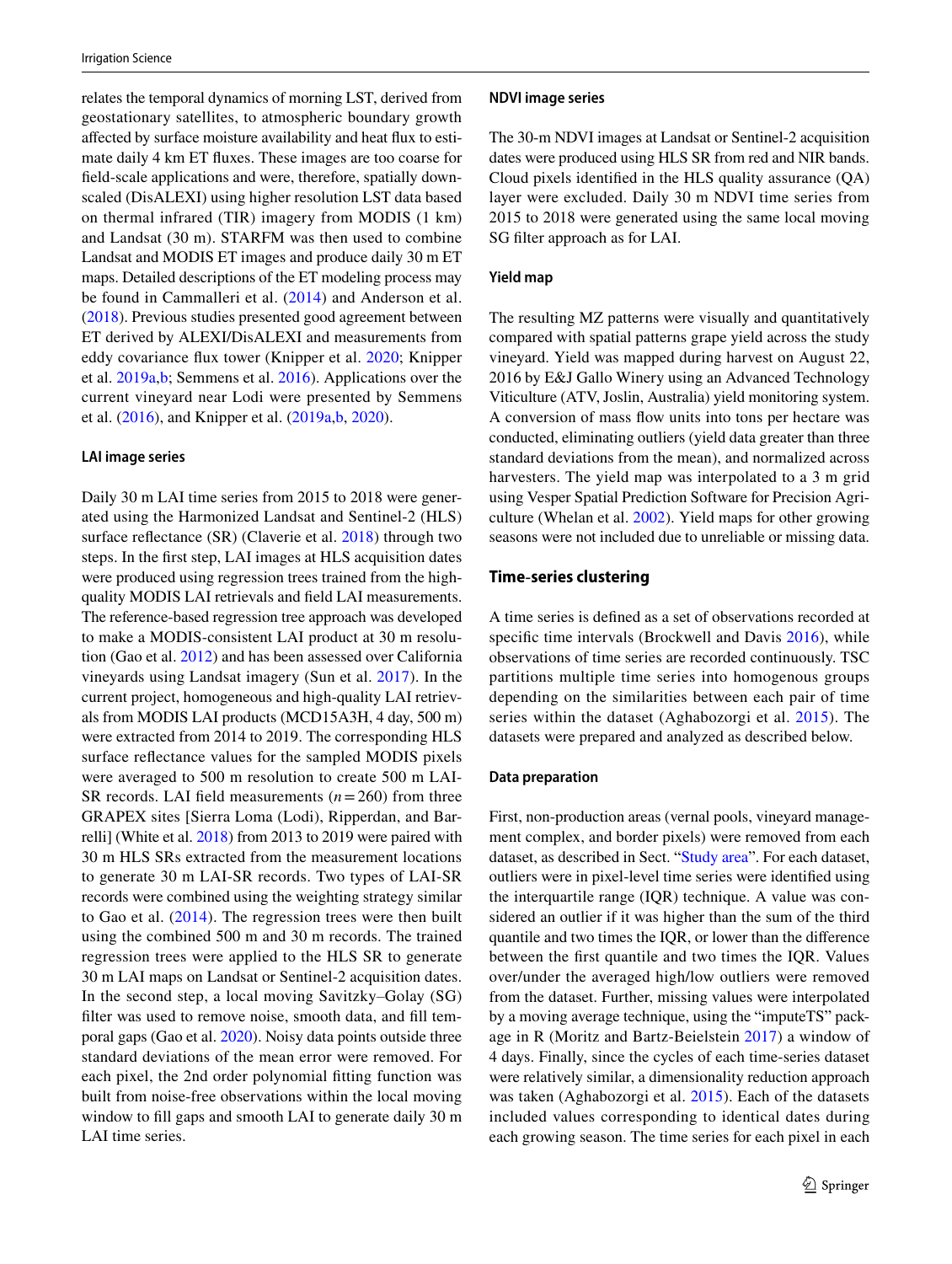relates the temporal dynamics of morning LST, derived from geostationary satellites, to atmospheric boundary growth affected by surface moisture availability and heat flux to estimate daily 4 km ET fluxes. These images are too coarse for field-scale applications and were, therefore, spatially downscaled (DisALEXI) using higher resolution LST data based on thermal infrared (TIR) imagery from MODIS (1 km) and Landsat (30 m). STARFM was then used to combine Landsat and MODIS ET images and produce daily 30 m ET maps. Detailed descriptions of the ET modeling process may be found in Cammalleri et al. (2014) and Anderson et al. (2018). Previous studies presented good agreement between ET derived by ALEXI/DisALEXI and measurements from eddy covariance flux tower (Knipper et al. 2020; Knipper et al. 2019a,b; Semmens et al. 2016). Applications over the current vineyard near Lodi were presented by Semmens et al. (2016), and Knipper et al. (2019a,b, 2020).

### LAI image series

Daily 30 m LAI time series from 2015 to 2018 were generated using the Harmonized Landsat and Sentinel-2 (HLS) surface reflectance (SR) (Claverie et al. 2018) through two steps. In the first step, LAI images at HLS acquisition dates were produced using regression trees trained from the high-quality MODIS LAI retrievals and field LAI measurements. The reference-based regression tree approach was developed to make a MODIS-consistent LAI product at 30 m resolution (Gao et al. 2012) and has been assessed over California vineyards using Landsat imagery (Sun et al. 2017). In the current project, homogeneous and high-quality LAI retrievals from MODIS LAI products (MCD15A3H, 4 day, 500 m) were extracted from 2014 to 2019. The corresponding HLS surface reflectance values for the sampled MODIS pixels were averaged to 500 m resolution to create 500 m LAI-SR records. LAI field measurements ($n = 260$) from three GRAPEX sites [Sierra Loma (Lodi), Ripperdan, and Barrelli] (White et al. 2018) from 2013 to 2019 were paired with 30 m HLS SRs extracted from the measurement locations to generate 30 m LAI-SR records. Two types of LAI-SR records were combined using the weighting strategy similar to Gao et al. (2014). The regression trees were then built using the combined 500 m and 30 m records. The trained regression trees were applied to the HLS SR to generate 30 m LAI maps on Landsat or Sentinel-2 acquisition dates. In the second step, a local moving Savitzky–Golay (SG) filter was used to remove noise, smooth data, and fill temporal gaps (Gao et al. 2020). Noisy data points outside three standard deviations of the mean error were removed. For each pixel, the 2nd order polynomial fitting function was built from noise-free observations within the local moving window to fill gaps and smooth LAI to generate daily 30 m LAI time series.

### NDVI image series

The 30-m NDVI images at Landsat or Sentinel-2 acquisition dates were produced using HLS SR from red and NIR bands. Cloud pixels identified in the HLS quality assurance (QA) layer were excluded. Daily 30 m NDVI time series from 2015 to 2018 were generated using the same local moving SG filter approach as for LAI.

### Yield map

The resulting MZ patterns were visually and quantitatively compared with spatial patterns grape yield across the study vineyard. Yield was mapped during harvest on August 22, 2016 by E&J Gallo Winery using an Advanced Technology Viticulture (ATV, Joslin, Australia) yield monitoring system. A conversion of mass flow units into tons per hectare was conducted, eliminating outliers (yield data greater than three standard deviations from the mean), and normalized across harvesters. The yield map was interpolated to a 3 m grid using Vesper Spatial Prediction Software for Precision Agriculture (Whelan et al. 2002). Yield maps for other growing seasons were not included due to unreliable or missing data.

## Time-series clustering

A time series is defined as a set of observations recorded at specific time intervals (Brockwell and Davis 2016), while observations of time series are recorded continuously. TSC partitions multiple time series into homogenous groups depending on the similarities between each pair of time series within the dataset (Aghabozorgi et al. 2015). The datasets were prepared and analyzed as described below.

### Data preparation

First, non-production areas (vernal pools, vineyard management complex, and border pixels) were removed from each dataset, as described in Sect. "Study area". For each dataset, outliers were in pixel-level time series were identified using the interquartile range (IQR) technique. A value was considered an outlier if it was higher than the sum of the third quantile and two times the IQR, or lower than the difference between the first quantile and two times the IQR. Values over/under the averaged high/low outliers were removed from the dataset. Further, missing values were interpolated by a moving average technique, using the "imputeTS" package in R (Moritz and Bartz-Beielstein 2017) a window of 4 days. Finally, since the cycles of each time-series dataset were relatively similar, a dimensionality reduction approach was taken (Aghabozorgi et al. 2015). Each of the datasets included values corresponding to identical dates during each growing season. The time series for each pixel in each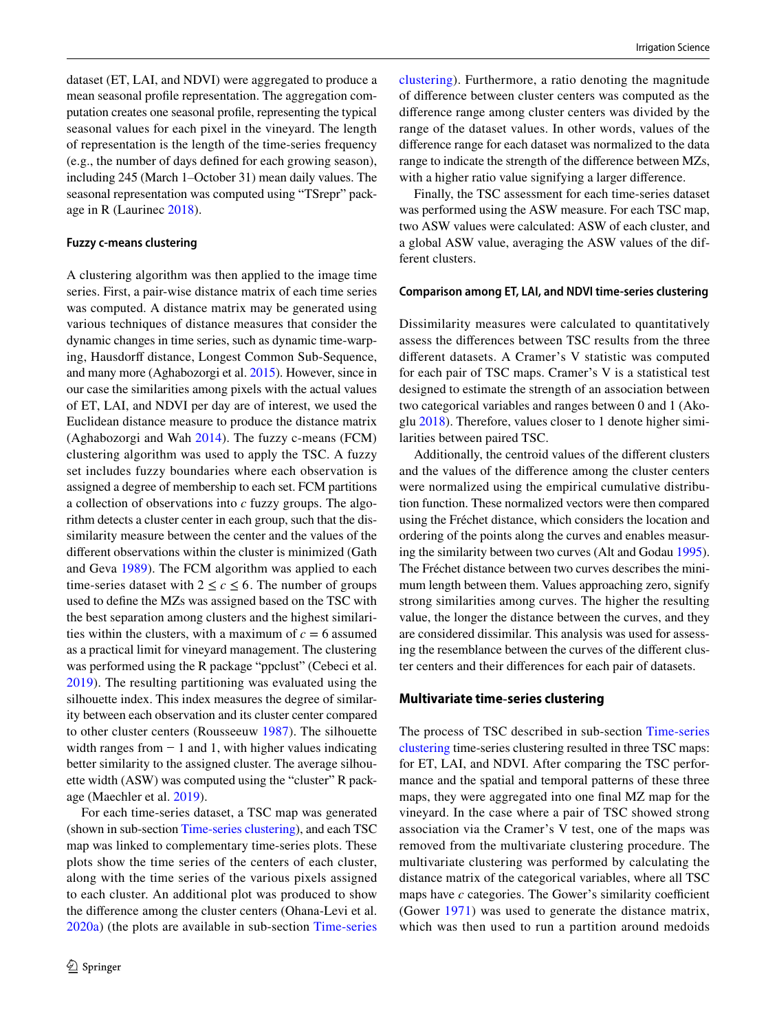dataset (ET, LAI, and NDVI) were aggregated to produce a mean seasonal profile representation. The aggregation computation creates one seasonal profile, representing the typical seasonal values for each pixel in the vineyard. The length of representation is the length of the time-series frequency (e.g., the number of days defined for each growing season), including 245 (March 1–October 31) mean daily values. The seasonal representation was computed using "TSrepr" package in R (Laurinec 2018).

#### Fuzzy c-means clustering

A clustering algorithm was then applied to the image time series. First, a pair-wise distance matrix of each time series was computed. A distance matrix may be generated using various techniques of distance measures that consider the dynamic changes in time series, such as dynamic time-warping, Hausdorff distance, Longest Common Sub-Sequence, and many more (Aghabozorgi et al. 2015). However, since in our case the similarities among pixels with the actual values of ET, LAI, and NDVI per day are of interest, we used the Euclidean distance measure to produce the distance matrix (Aghabozorgi and Wah 2014). The fuzzy c-means (FCM) clustering algorithm was used to apply the TSC. A fuzzy set includes fuzzy boundaries where each observation is assigned a degree of membership to each set. FCM partitions a collection of observations into $c$ fuzzy groups. The algorithm detects a cluster center in each group, such that the dissimilarity measure between the center and the values of the different observations within the cluster is minimized (Gath and Geva 1989). The FCM algorithm was applied to each time-series dataset with $2 \le c \le 6$. The number of groups used to define the MZs was assigned based on the TSC with the best separation among clusters and the highest similarities within the clusters, with a maximum of $c = 6$ assumed as a practical limit for vineyard management. The clustering was performed using the R package "ppclust" (Cebeci et al. 2019). The resulting partitioning was evaluated using the silhouette index. This index measures the degree of similarity between each observation and its cluster center compared to other cluster centers (Rousseeuw 1987). The silhouette width ranges from − 1 and 1, with higher values indicating better similarity to the assigned cluster. The average silhouette width (ASW) was computed using the "cluster" R package (Maechler et al. 2019).

For each time-series dataset, a TSC map was generated (shown in sub-section Time-series clustering), and each TSC map was linked to complementary time-series plots. These plots show the time series of the centers of each cluster, along with the time series of the various pixels assigned to each cluster. An additional plot was produced to show the difference among the cluster centers (Ohana-Levi et al. 2020a) (the plots are available in sub-section Time-series clustering). Furthermore, a ratio denoting the magnitude of difference between cluster centers was computed as the difference range among cluster centers was divided by the range of the dataset values. In other words, values of the difference range for each dataset was normalized to the data range to indicate the strength of the difference between MZs, with a higher ratio value signifying a larger difference.

Finally, the TSC assessment for each time-series dataset was performed using the ASW measure. For each TSC map, two ASW values were calculated: ASW of each cluster, and a global ASW value, averaging the ASW values of the different clusters.

#### Comparison among ET, LAI, and NDVI time-series clustering

Dissimilarity measures were calculated to quantitatively assess the differences between TSC results from the three different datasets. A Cramer's V statistic was computed for each pair of TSC maps. Cramer's V is a statistical test designed to estimate the strength of an association between two categorical variables and ranges between 0 and 1 (Akoglu 2018). Therefore, values closer to 1 denote higher similarities between paired TSC.

Additionally, the centroid values of the different clusters and the values of the difference among the cluster centers were normalized using the empirical cumulative distribution function. These normalized vectors were then compared using the Fréchet distance, which considers the location and ordering of the points along the curves and enables measuring the similarity between two curves (Alt and Godau 1995). The Fréchet distance between two curves describes the minimum length between them. Values approaching zero, signify strong similarities among curves. The higher the resulting value, the longer the distance between the curves, and they are considered dissimilar. This analysis was used for assessing the resemblance between the curves of the different cluster centers and their differences for each pair of datasets.

### Multivariate time-series clustering

The process of TSC described in sub-section Time-series clustering time-series clustering resulted in three TSC maps: for ET, LAI, and NDVI. After comparing the TSC performance and the spatial and temporal patterns of these three maps, they were aggregated into one final MZ map for the vineyard. In the case where a pair of TSC showed strong association via the Cramer's V test, one of the maps was removed from the multivariate clustering procedure. The multivariate clustering was performed by calculating the distance matrix of the categorical variables, where all TSC maps have $c$ categories. The Gower's similarity coefficient (Gower 1971) was used to generate the distance matrix, which was then used to run a partition around medoids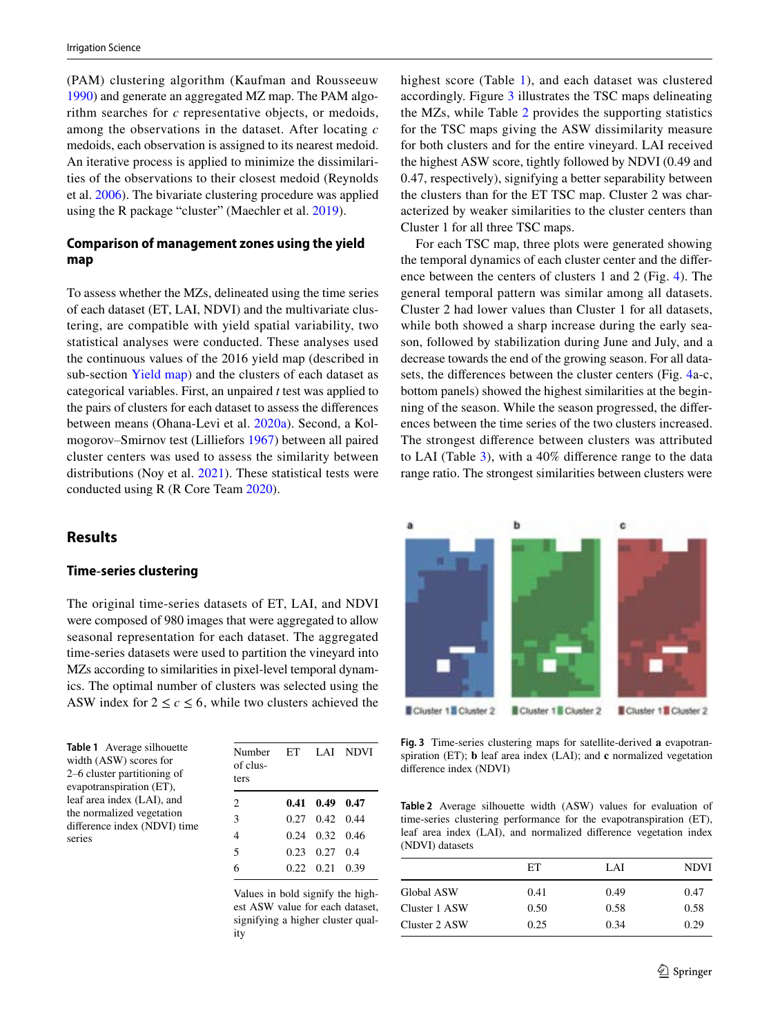(PAM) clustering algorithm (Kaufman and Rousseeuw 1990) and generate an aggregated MZ map. The PAM algorithm searches for $c$ representative objects, or medoids, among the observations in the dataset. After locating $c$ medoids, each observation is assigned to its nearest medoid. An iterative process is applied to minimize the dissimilarities of the observations to their closest medoid (Reynolds et al. 2006). The bivariate clustering procedure was applied using the R package "cluster" (Maechler et al. 2019).

### Comparison of management zones using the yield map

To assess whether the MZs, delineated using the time series of each dataset (ET, LAI, NDVI) and the multivariate clustering, are compatible with yield spatial variability, two statistical analyses were conducted. These analyses used the continuous values of the 2016 yield map (described in sub-section Yield map) and the clusters of each dataset as categorical variables. First, an unpaired $t$ test was applied to the pairs of clusters for each dataset to assess the differences between means (Ohana-Levi et al. 2020a). Second, a Kolmogorov–Smirnov test (Lilliefors 1967) between all paired cluster centers was used to assess the similarity between distributions (Noy et al. 2021). These statistical tests were conducted using R (R Core Team 2020).

## Results

### Time-series clustering

The original time-series datasets of ET, LAI, and NDVI were composed of 980 images that were aggregated to allow seasonal representation for each dataset. The aggregated time-series datasets were used to partition the vineyard into MZs according to similarities in pixel-level temporal dynamics. The optimal number of clusters was selected using the ASW index for $2 \leq c \leq 6$, while two clusters achieved the highest score (Table 1), and each dataset was clustered accordingly. Figure 3 illustrates the TSC maps delineating the MZs, while Table 2 provides the supporting statistics for the TSC maps giving the ASW dissimilarity measure for both clusters and for the entire vineyard. LAI received the highest ASW score, tightly followed by NDVI (0.49 and 0.47, respectively), signifying a better separability between the clusters than for the ET TSC map. Cluster 2 was characterized by weaker similarities to the cluster centers than Cluster 1 for all three TSC maps.

For each TSC map, three plots were generated showing the temporal dynamics of each cluster center and the difference between the centers of clusters 1 and 2 (Fig. 4). The general temporal pattern was similar among all datasets. Cluster 2 had lower values than Cluster 1 for all datasets, while both showed a sharp increase during the early season, followed by stabilization during June and July, and a decrease towards the end of the growing season. For all datasets, the differences between the cluster centers (Fig. 4a-c, bottom panels) showed the highest similarities at the beginning of the season. While the season progressed, the differences between the time series of the two clusters increased. The strongest difference between clusters was attributed to LAI (Table 3), with a 40% difference range to the data range ratio. The strongest similarities between clusters were

**Table 1** Average silhouette width (ASW) scores for 2–6 cluster partitioning of evapotranspiration (ET), leaf area index (LAI), and the normalized vegetation difference index (NDVI) time series

| Number of clusters | ET | LAI | NDVI |
|---|---|---|---|
| 2 | **0.41** | **0.49** | **0.47** |
| 3 | 0.27 | 0.42 | 0.44 |
| 4 | 0.24 | 0.32 | 0.46 |
| 5 | 0.23 | 0.27 | 0.4 |
| 6 | 0.22 | 0.21 | 0.39 |

Values in bold signify the highest ASW value for each dataset, signifying a higher cluster quality

**Fig. 3** Time-series clustering maps for satellite-derived **a** evapotranspiration (ET); **b** leaf area index (LAI); and **c** normalized vegetation difference index (NDVI)

**Table 2** Average silhouette width (ASW) values for evaluation of time-series clustering performance for the evapotranspiration (ET), leaf area index (LAI), and normalized difference vegetation index (NDVI) datasets

| | ET | LAI | NDVI |
|---|---|---|---|
| Global ASW | 0.41 | 0.49 | 0.47 |
| Cluster 1 ASW | 0.50 | 0.58 | 0.58 |
| Cluster 2 ASW | 0.25 | 0.34 | 0.29 |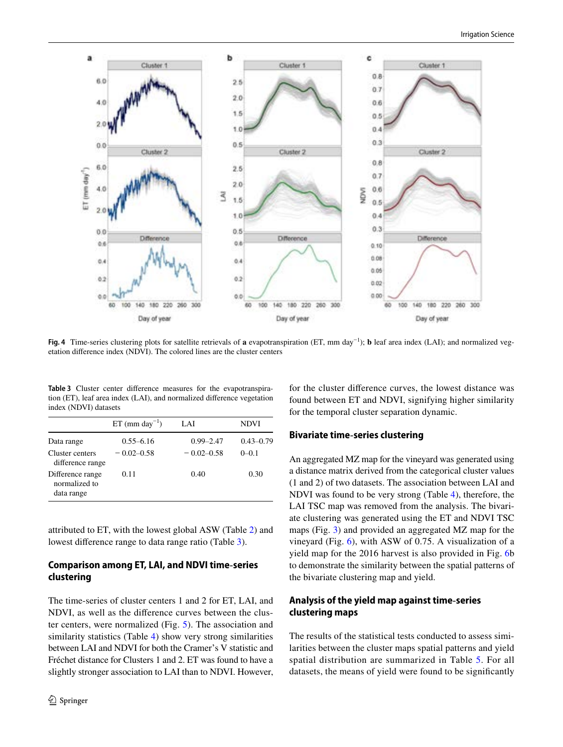Fig. 4 Time-series clustering plots for satellite retrievals of **a** evapotranspiration (ET, mm day$^{-1}$); **b** leaf area index (LAI); and normalized vegetation difference index (NDVI). The colored lines are the cluster centers

**Table 3** Cluster center difference measures for the evapotranspiration (ET), leaf area index (LAI), and normalized difference vegetation index (NDVI) datasets

| | ET (mm day$^{-1}$) | LAI | NDVI |
|---|---|---|---|
| Data range | 0.55–6.16 | 0.99–2.47 | 0.43–0.79 |
| Cluster centers difference range | − 0.02–0.58 | − 0.02–0.58 | 0–0.1 |
| Difference range normalized to data range | 0.11 | 0.40 | 0.30 |

attributed to ET, with the lowest global ASW (Table 2) and lowest difference range to data range ratio (Table 3).

## Comparison among ET, LAI, and NDVI time-series clustering

The time-series of cluster centers 1 and 2 for ET, LAI, and NDVI, as well as the difference curves between the cluster centers, were normalized (Fig. 5). The association and similarity statistics (Table 4) show very strong similarities between LAI and NDVI for both the Cramer's V statistic and Fréchet distance for Clusters 1 and 2. ET was found to have a slightly stronger association to LAI than to NDVI. However, for the cluster difference curves, the lowest distance was found between ET and NDVI, signifying higher similarity for the temporal cluster separation dynamic.

## Bivariate time-series clustering

An aggregated MZ map for the vineyard was generated using a distance matrix derived from the categorical cluster values (1 and 2) of two datasets. The association between LAI and NDVI was found to be very strong (Table 4), therefore, the LAI TSC map was removed from the analysis. The bivariate clustering was generated using the ET and NDVI TSC maps (Fig. 3) and provided an aggregated MZ map for the vineyard (Fig. 6), with ASW of 0.75. A visualization of a yield map for the 2016 harvest is also provided in Fig. 6b to demonstrate the similarity between the spatial patterns of the bivariate clustering map and yield.

## Analysis of the yield map against time-series clustering maps

The results of the statistical tests conducted to assess similarities between the cluster maps spatial patterns and yield spatial distribution are summarized in Table 5. For all datasets, the means of yield were found to be significantly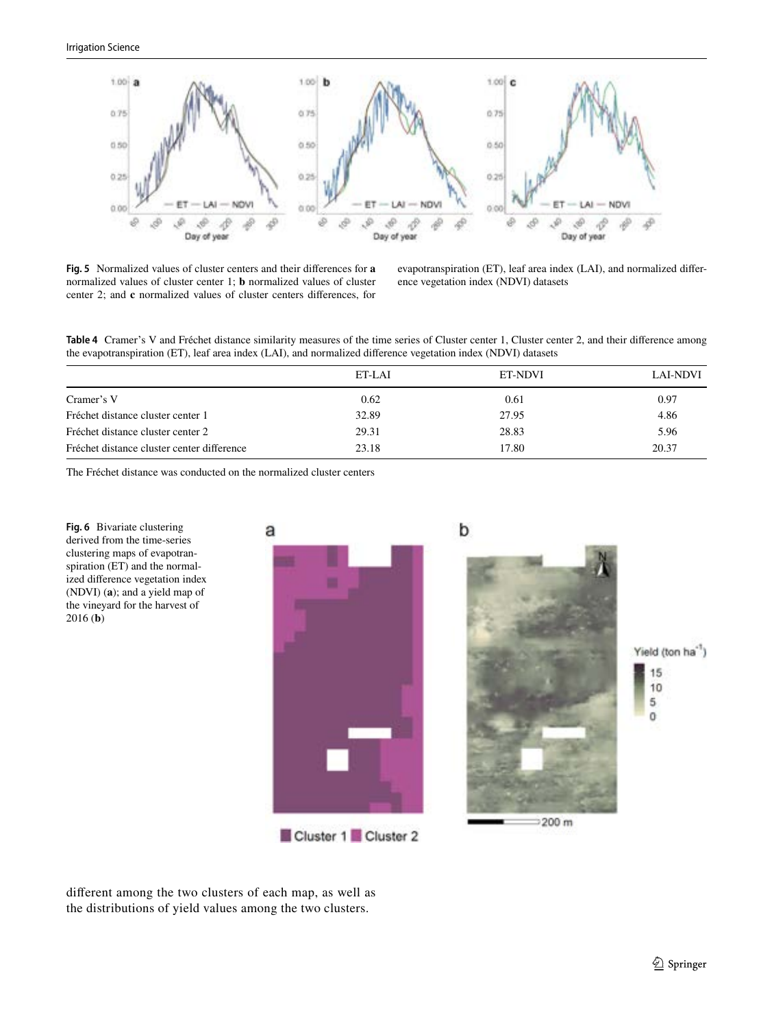**Fig. 5** Normalized values of cluster centers and their differences for **a** normalized values of cluster center 1; **b** normalized values of cluster center 2; and **c** normalized values of cluster centers differences, for evapotranspiration (ET), leaf area index (LAI), and normalized difference vegetation index (NDVI) datasets

**Table 4** Cramer's V and Fréchet distance similarity measures of the time series of Cluster center 1, Cluster center 2, and their difference among the evapotranspiration (ET), leaf area index (LAI), and normalized difference vegetation index (NDVI) datasets

| | ET-LAI | ET-NDVI | LAI-NDVI |
|---|---|---|---|
| Cramer's V | 0.62 | 0.61 | 0.97 |
| Fréchet distance cluster center 1 | 32.89 | 27.95 | 4.86 |
| Fréchet distance cluster center 2 | 29.31 | 28.83 | 5.96 |
| Fréchet distance cluster center difference | 23.18 | 17.80 | 20.37 |

The Fréchet distance was conducted on the normalized cluster centers

**Fig. 6** Bivariate clustering derived from the time-series clustering maps of evapotranspiration (ET) and the normalized difference vegetation index (NDVI) (**a**); and a yield map of the vineyard for the harvest of 2016 (**b**)

different among the two clusters of each map, as well as the distributions of yield values among the two clusters.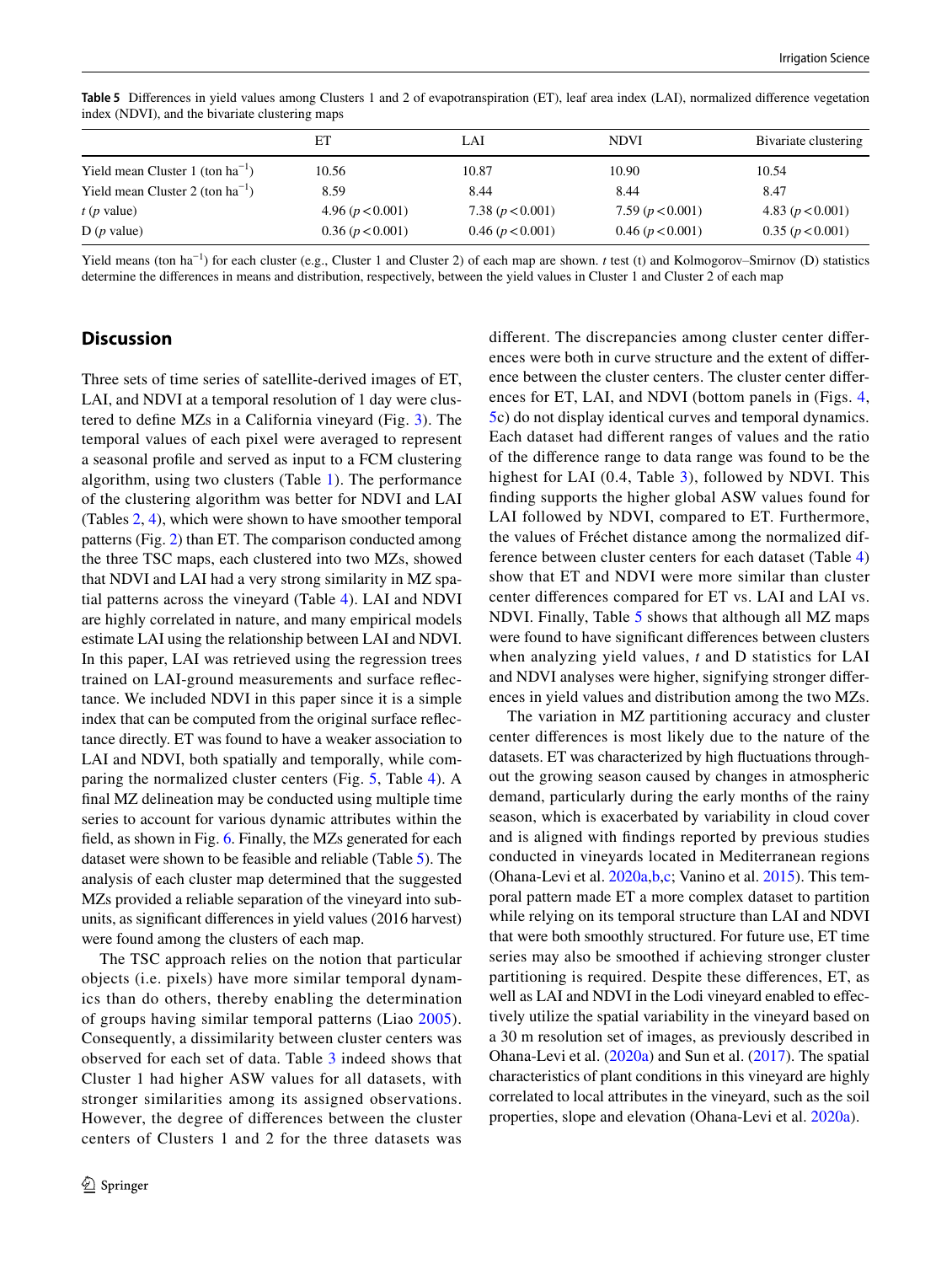**Table 5** Differences in yield values among Clusters 1 and 2 of evapotranspiration (ET), leaf area index (LAI), normalized difference vegetation index (NDVI), and the bivariate clustering maps

| | ET | LAI | NDVI | Bivariate clustering |
|---|---|---|---|---|
| Yield mean Cluster 1 (ton $ha^{-1}$) | 10.56 | 10.87 | 10.90 | 10.54 |
| Yield mean Cluster 2 (ton $ha^{-1}$) | 8.59 | 8.44 | 8.44 | 8.47 |
| *t* (*p* value) | 4.96 ($p < 0.001$) | 7.38 ($p < 0.001$) | 7.59 ($p < 0.001$) | 4.83 ($p < 0.001$) |
| D (*p* value) | 0.36 ($p < 0.001$) | 0.46 ($p < 0.001$) | 0.46 ($p < 0.001$) | 0.35 ($p < 0.001$) |

Yield means (ton $ha^{-1}$) for each cluster (e.g., Cluster 1 and Cluster 2) of each map are shown. *t* test (t) and Kolmogorov–Smirnov (D) statistics determine the differences in means and distribution, respectively, between the yield values in Cluster 1 and Cluster 2 of each map

## Discussion

Three sets of time series of satellite-derived images of ET, LAI, and NDVI at a temporal resolution of 1 day were clustered to define MZs in a California vineyard (Fig. 3). The temporal values of each pixel were averaged to represent a seasonal profile and served as input to a FCM clustering algorithm, using two clusters (Table 1). The performance of the clustering algorithm was better for NDVI and LAI (Tables 2, 4), which were shown to have smoother temporal patterns (Fig. 2) than ET. The comparison conducted among the three TSC maps, each clustered into two MZs, showed that NDVI and LAI had a very strong similarity in MZ spatial patterns across the vineyard (Table 4). LAI and NDVI are highly correlated in nature, and many empirical models estimate LAI using the relationship between LAI and NDVI. In this paper, LAI was retrieved using the regression trees trained on LAI-ground measurements and surface reflectance. We included NDVI in this paper since it is a simple index that can be computed from the original surface reflectance directly. ET was found to have a weaker association to LAI and NDVI, both spatially and temporally, while comparing the normalized cluster centers (Fig. 5, Table 4). A final MZ delineation may be conducted using multiple time series to account for various dynamic attributes within the field, as shown in Fig. 6. Finally, the MZs generated for each dataset were shown to be feasible and reliable (Table 5). The analysis of each cluster map determined that the suggested MZs provided a reliable separation of the vineyard into subunits, as significant differences in yield values (2016 harvest) were found among the clusters of each map.

The TSC approach relies on the notion that particular objects (i.e. pixels) have more similar temporal dynamics than do others, thereby enabling the determination of groups having similar temporal patterns (Liao 2005). Consequently, a dissimilarity between cluster centers was observed for each set of data. Table 3 indeed shows that Cluster 1 had higher ASW values for all datasets, with stronger similarities among its assigned observations. However, the degree of differences between the cluster centers of Clusters 1 and 2 for the three datasets was different. The discrepancies among cluster center differences were both in curve structure and the extent of difference between the cluster centers. The cluster center differences for ET, LAI, and NDVI (bottom panels in (Figs. 4, 5c) do not display identical curves and temporal dynamics. Each dataset had different ranges of values and the ratio of the difference range to data range was found to be the highest for LAI (0.4, Table 3), followed by NDVI. This finding supports the higher global ASW values found for LAI followed by NDVI, compared to ET. Furthermore, the values of Fréchet distance among the normalized difference between cluster centers for each dataset (Table 4) show that ET and NDVI were more similar than cluster center differences compared for ET vs. LAI and LAI vs. NDVI. Finally, Table 5 shows that although all MZ maps were found to have significant differences between clusters when analyzing yield values, *t* and D statistics for LAI and NDVI analyses were higher, signifying stronger differences in yield values and distribution among the two MZs.

The variation in MZ partitioning accuracy and cluster center differences is most likely due to the nature of the datasets. ET was characterized by high fluctuations throughout the growing season caused by changes in atmospheric demand, particularly during the early months of the rainy season, which is exacerbated by variability in cloud cover and is aligned with findings reported by previous studies conducted in vineyards located in Mediterranean regions (Ohana-Levi et al. 2020a,b,c; Vanino et al. 2015). This temporal pattern made ET a more complex dataset to partition while relying on its temporal structure than LAI and NDVI that were both smoothly structured. For future use, ET time series may also be smoothed if achieving stronger cluster partitioning is required. Despite these differences, ET, as well as LAI and NDVI in the Lodi vineyard enabled to effectively utilize the spatial variability in the vineyard based on a 30 m resolution set of images, as previously described in Ohana-Levi et al. (2020a) and Sun et al. (2017). The spatial characteristics of plant conditions in this vineyard are highly correlated to local attributes in the vineyard, such as the soil properties, slope and elevation (Ohana-Levi et al. 2020a).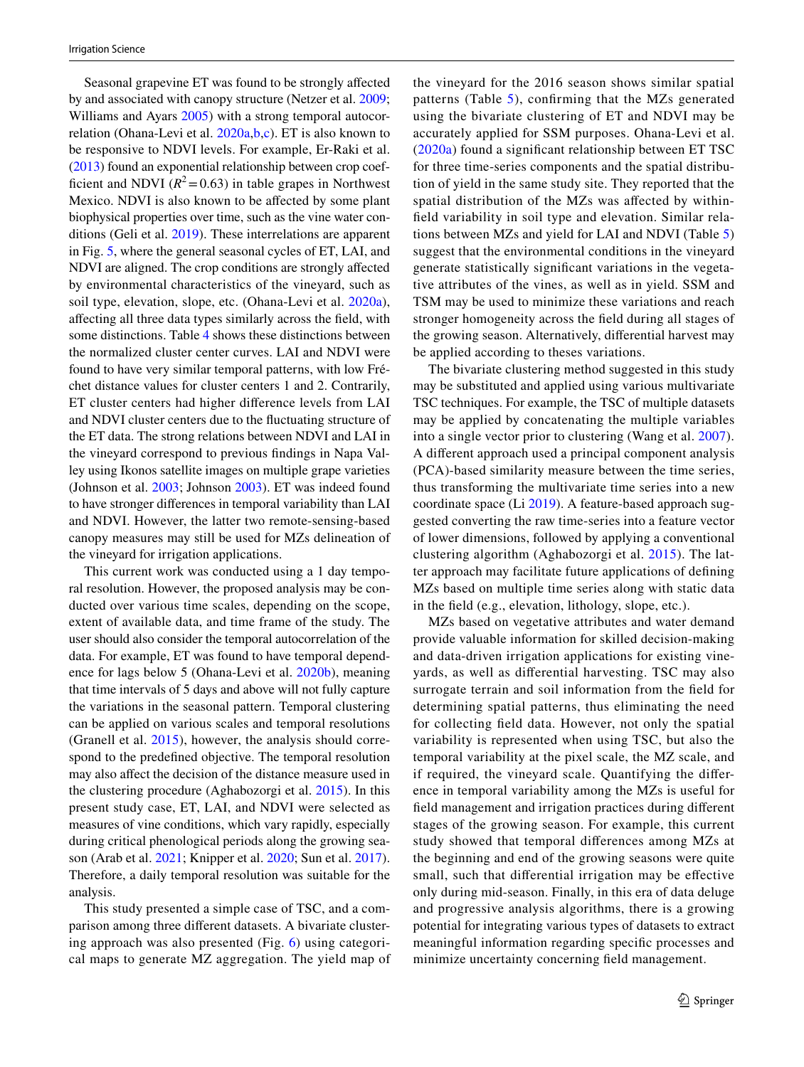Seasonal grapevine ET was found to be strongly affected by and associated with canopy structure (Netzer et al. 2009; Williams and Ayars 2005) with a strong temporal autocorrelation (Ohana-Levi et al. 2020a,b,c). ET is also known to be responsive to NDVI levels. For example, Er-Raki et al. (2013) found an exponential relationship between crop coefficient and NDVI ($R^2 = 0.63$) in table grapes in Northwest Mexico. NDVI is also known to be affected by some plant biophysical properties over time, such as the vine water conditions (Geli et al. 2019). These interrelations are apparent in Fig. 5, where the general seasonal cycles of ET, LAI, and NDVI are aligned. The crop conditions are strongly affected by environmental characteristics of the vineyard, such as soil type, elevation, slope, etc. (Ohana-Levi et al. 2020a), affecting all three data types similarly across the field, with some distinctions. Table 4 shows these distinctions between the normalized cluster center curves. LAI and NDVI were found to have very similar temporal patterns, with low Fréchet distance values for cluster centers 1 and 2. Contrarily, ET cluster centers had higher difference levels from LAI and NDVI cluster centers due to the fluctuating structure of the ET data. The strong relations between NDVI and LAI in the vineyard correspond to previous findings in Napa Valley using Ikonos satellite images on multiple grape varieties (Johnson et al. 2003; Johnson 2003). ET was indeed found to have stronger differences in temporal variability than LAI and NDVI. However, the latter two remote-sensing-based canopy measures may still be used for MZs delineation of the vineyard for irrigation applications.

This current work was conducted using a 1 day temporal resolution. However, the proposed analysis may be conducted over various time scales, depending on the scope, extent of available data, and time frame of the study. The user should also consider the temporal autocorrelation of the data. For example, ET was found to have temporal dependence for lags below 5 (Ohana-Levi et al. 2020b), meaning that time intervals of 5 days and above will not fully capture the variations in the seasonal pattern. Temporal clustering can be applied on various scales and temporal resolutions (Granell et al. 2015), however, the analysis should correspond to the predefined objective. The temporal resolution may also affect the decision of the distance measure used in the clustering procedure (Aghabozorgi et al. 2015). In this present study case, ET, LAI, and NDVI were selected as measures of vine conditions, which vary rapidly, especially during critical phenological periods along the growing season (Arab et al. 2021; Knipper et al. 2020; Sun et al. 2017). Therefore, a daily temporal resolution was suitable for the analysis.

This study presented a simple case of TSC, and a comparison among three different datasets. A bivariate clustering approach was also presented (Fig. 6) using categorical maps to generate MZ aggregation. The yield map of the vineyard for the 2016 season shows similar spatial patterns (Table 5), confirming that the MZs generated using the bivariate clustering of ET and NDVI may be accurately applied for SSM purposes. Ohana-Levi et al. (2020a) found a significant relationship between ET TSC for three time-series components and the spatial distribution of yield in the same study site. They reported that the spatial distribution of the MZs was affected by within-field variability in soil type and elevation. Similar relations between MZs and yield for LAI and NDVI (Table 5) suggest that the environmental conditions in the vineyard generate statistically significant variations in the vegetative attributes of the vines, as well as in yield. SSM and TSM may be used to minimize these variations and reach stronger homogeneity across the field during all stages of the growing season. Alternatively, differential harvest may be applied according to theses variations.

The bivariate clustering method suggested in this study may be substituted and applied using various multivariate TSC techniques. For example, the TSC of multiple datasets may be applied by concatenating the multiple variables into a single vector prior to clustering (Wang et al. 2007). A different approach used a principal component analysis (PCA)-based similarity measure between the time series, thus transforming the multivariate time series into a new coordinate space (Li 2019). A feature-based approach suggested converting the raw time-series into a feature vector of lower dimensions, followed by applying a conventional clustering algorithm (Aghabozorgi et al. 2015). The latter approach may facilitate future applications of defining MZs based on multiple time series along with static data in the field (e.g., elevation, lithology, slope, etc.).

MZs based on vegetative attributes and water demand provide valuable information for skilled decision-making and data-driven irrigation applications for existing vineyards, as well as differential harvesting. TSC may also surrogate terrain and soil information from the field for determining spatial patterns, thus eliminating the need for collecting field data. However, not only the spatial variability is represented when using TSC, but also the temporal variability at the pixel scale, the MZ scale, and if required, the vineyard scale. Quantifying the difference in temporal variability among the MZs is useful for field management and irrigation practices during different stages of the growing season. For example, this current study showed that temporal differences among MZs at the beginning and end of the growing seasons were quite small, such that differential irrigation may be effective only during mid-season. Finally, in this era of data deluge and progressive analysis algorithms, there is a growing potential for integrating various types of datasets to extract meaningful information regarding specific processes and minimize uncertainty concerning field management.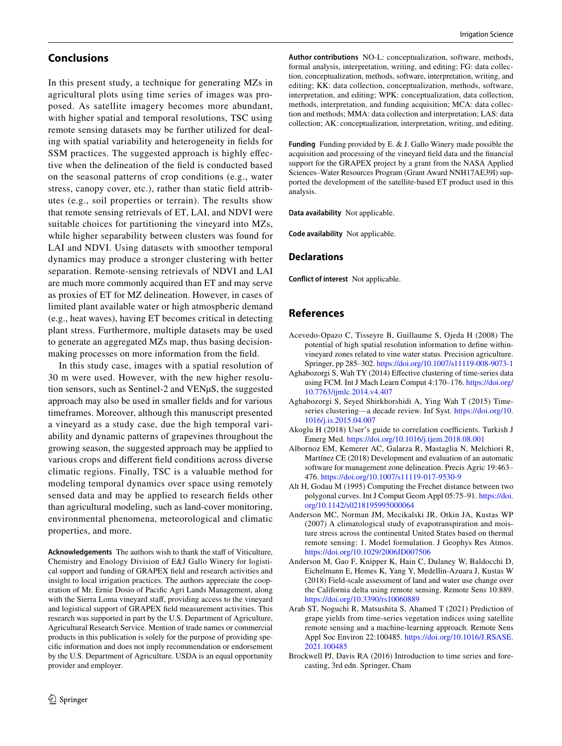## Conclusions

In this present study, a technique for generating MZs in agricultural plots using time series of images was proposed. As satellite imagery becomes more abundant, with higher spatial and temporal resolutions, TSC using remote sensing datasets may be further utilized for dealing with spatial variability and heterogeneity in fields for SSM practices. The suggested approach is highly effective when the delineation of the field is conducted based on the seasonal patterns of crop conditions (e.g., water stress, canopy cover, etc.), rather than static field attributes (e.g., soil properties or terrain). The results show that remote sensing retrievals of ET, LAI, and NDVI were suitable choices for partitioning the vineyard into MZs, while higher separability between clusters was found for LAI and NDVI. Using datasets with smoother temporal dynamics may produce a stronger clustering with better separation. Remote-sensing retrievals of NDVI and LAI are much more commonly acquired than ET and may serve as proxies of ET for MZ delineation. However, in cases of limited plant available water or high atmospheric demand (e.g., heat waves), having ET becomes critical in detecting plant stress. Furthermore, multiple datasets may be used to generate an aggregated MZs map, thus basing decision-making processes on more information from the field.

In this study case, images with a spatial resolution of 30 m were used. However, with the new higher resolution sensors, such as Sentinel-2 and VENμS, the suggested approach may also be used in smaller fields and for various timeframes. Moreover, although this manuscript presented a vineyard as a study case, due the high temporal variability and dynamic patterns of grapevines throughout the growing season, the suggested approach may be applied to various crops and different field conditions across diverse climatic regions. Finally, TSC is a valuable method for modeling temporal dynamics over space using remotely sensed data and may be applied to research fields other than agricultural modeling, such as land-cover monitoring, environmental phenomena, meteorological and climatic properties, and more.

**Acknowledgements** The authors wish to thank the staff of Viticulture, Chemistry and Enology Division of E&J Gallo Winery for logistical support and funding of GRAPEX field and research activities and insight to local irrigation practices. The authors appreciate the cooperation of Mr. Ernie Dosio of Pacific Agri Lands Management, along with the Sierra Loma vineyard staff, providing access to the vineyard and logistical support of GRAPEX field measurement activities. This research was supported in part by the U.S. Department of Agriculture, Agricultural Research Service. Mention of trade names or commercial products in this publication is solely for the purpose of providing specific information and does not imply recommendation or endorsement by the U.S. Department of Agriculture. USDA is an equal opportunity provider and employer.

**Author contributions** NO-L: conceptualization, software, methods, formal analysis, interpretation, writing, and editing; FG: data collection, conceptualization, methods, software, interpretation, writing, and editing; KK: data collection, conceptualization, methods, software, interpretation, and editing; WPK: conceptualization, data collection, methods, interpretation, and funding acquisition; MCA: data collection and methods; MMA: data collection and interpretation; LAS: data collection; AK: conceptualization, interpretation, writing, and editing.

**Funding** Funding provided by E. & J. Gallo Winery made possible the acquisition and processing of the vineyard field data and the financial support for the GRAPEX project by a grant from the NASA Applied Sciences–Water Resources Program (Grant Award NNH17AE39I) supported the development of the satellite-based ET product used in this analysis.

**Data availability** Not applicable.

**Code availability** Not applicable.

## Declarations

**Conflict of interest** Not applicable.

## References

Acevedo-Opazo C, Tisseyre B, Guillaume S, Ojeda H (2008) The potential of high spatial resolution information to define within-vineyard zones related to vine water status. Precision agriculture. Springer, pp 285–302. https://doi.org/10.1007/s11119-008-9073-1

Aghabozorgi S, Wah TY (2014) Effective clustering of time-series data using FCM. Int J Mach Learn Comput 4:170–176. https://doi.org/10.7763/ijmlc.2014.v4.407

Aghabozorgi S, Seyed Shirkhorshidi A, Ying Wah T (2015) Time-series clustering—a decade review. Inf Syst. https://doi.org/10.1016/j.is.2015.04.007

Akoglu H (2018) User's guide to correlation coefficients. Turkish J Emerg Med. https://doi.org/10.1016/j.tjem.2018.08.001

Albornoz EM, Kemerer AC, Galarza R, Mastaglia N, Melchiori R, Martínez CE (2018) Development and evaluation of an automatic software for management zone delineation. Precis Agric 19:463–476. https://doi.org/10.1007/s11119-017-9530-9

Alt H, Godau M (1995) Computing the Frechet distance between two polygonal curves. Int J Comput Geom Appl 05:75–91. https://doi.org/10.1142/s0218195995000064

Anderson MC, Norman JM, Mecikalski JR, Otkin JA, Kustas WP (2007) A climatological study of evapotranspiration and moisture stress across the continental United States based on thermal remote sensing: 1. Model formulation. J Geophys Res Atmos. https://doi.org/10.1029/2006JD007506

Anderson M, Gao F, Knipper K, Hain C, Dulaney W, Baldocchi D, Eichelmann E, Hemes K, Yang Y, Medellin-Azuara J, Kustas W (2018) Field-scale assessment of land and water use change over the California delta using remote sensing. Remote Sens 10:889. https://doi.org/10.3390/rs10060889

Arab ST, Noguchi R, Matsushita S, Ahamed T (2021) Prediction of grape yields from time-series vegetation indices using satellite remote sensing and a machine-learning approach. Remote Sens Appl Soc Environ 22:100485. https://doi.org/10.1016/J.RSASE.2021.100485

Brockwell PJ, Davis RA (2016) Introduction to time series and forecasting, 3rd edn. Springer, Cham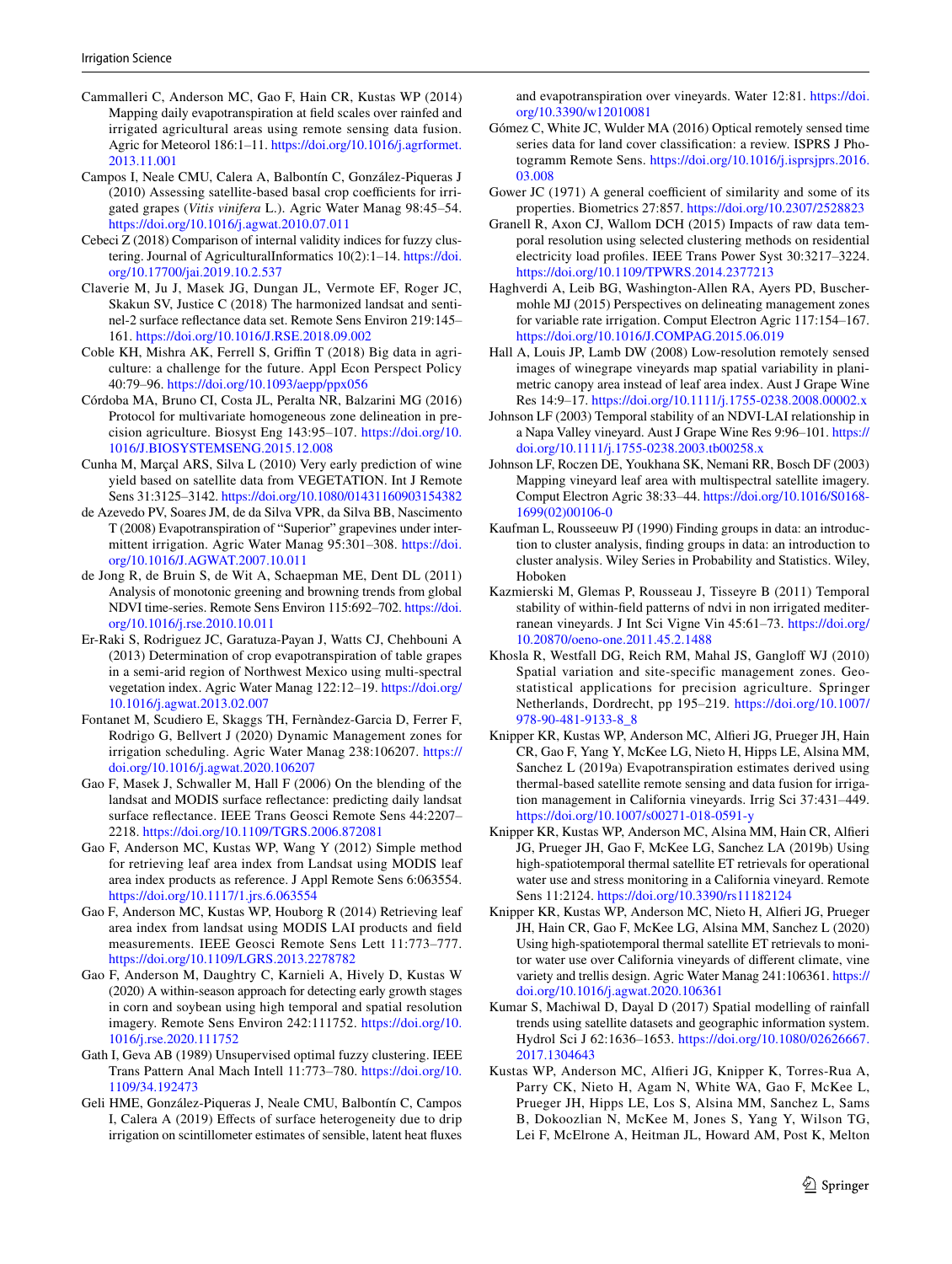Cammalleri C, Anderson MC, Gao F, Hain CR, Kustas WP (2014) Mapping daily evapotranspiration at field scales over rainfed and irrigated agricultural areas using remote sensing data fusion. Agric for Meteorol 186:1–11. https://doi.org/10.1016/j.agrformet.2013.11.001

Campos I, Neale CMU, Calera A, Balbontín C, González-Piqueras J (2010) Assessing satellite-based basal crop coefficients for irrigated grapes (*Vitis vinifera* L.). Agric Water Manag 98:45–54. https://doi.org/10.1016/j.agwat.2010.07.011

Cebeci Z (2018) Comparison of internal validity indices for fuzzy clustering. Journal of AgriculturalInformatics 10(2):1–14. https://doi.org/10.17700/jai.2019.10.2.537

Claverie M, Ju J, Masek JG, Dungan JL, Vermote EF, Roger JC, Skakun SV, Justice C (2018) The harmonized landsat and sentinel-2 surface reflectance data set. Remote Sens Environ 219:145–161. https://doi.org/10.1016/J.RSE.2018.09.002

Coble KH, Mishra AK, Ferrell S, Griffin T (2018) Big data in agriculture: a challenge for the future. Appl Econ Perspect Policy 40:79–96. https://doi.org/10.1093/aepp/ppx056

Córdoba MA, Bruno CI, Costa JL, Peralta NR, Balzarini MG (2016) Protocol for multivariate homogeneous zone delineation in precision agriculture. Biosyst Eng 143:95–107. https://doi.org/10.1016/J.BIOSYSTEMSENG.2015.12.008

Cunha M, Marçal ARS, Silva L (2010) Very early prediction of wine yield based on satellite data from VEGETATION. Int J Remote Sens 31:3125–3142. https://doi.org/10.1080/01431160903154382

de Azevedo PV, Soares JM, de da Silva VPR, da Silva BB, Nascimento T (2008) Evapotranspiration of "Superior" grapevines under intermittent irrigation. Agric Water Manag 95:301–308. https://doi.org/10.1016/J.AGWAT.2007.10.011

de Jong R, de Bruin S, de Wit A, Schaepman ME, Dent DL (2011) Analysis of monotonic greening and browning trends from global NDVI time-series. Remote Sens Environ 115:692–702. https://doi.org/10.1016/j.rse.2010.10.011

Er-Raki S, Rodriguez JC, Garatuza-Payan J, Watts CJ, Chehbouni A (2013) Determination of crop evapotranspiration of table grapes in a semi-arid region of Northwest Mexico using multi-spectral vegetation index. Agric Water Manag 122:12–19. https://doi.org/10.1016/j.agwat.2013.02.007

Fontanet M, Scudiero E, Skaggs TH, Fernàndez-Garcia D, Ferrer F, Rodrigo G, Bellvert J (2020) Dynamic Management zones for irrigation scheduling. Agric Water Manag 238:106207. https://doi.org/10.1016/j.agwat.2020.106207

Gao F, Masek J, Schwaller M, Hall F (2006) On the blending of the landsat and MODIS surface reflectance: predicting daily landsat surface reflectance. IEEE Trans Geosci Remote Sens 44:2207–2218. https://doi.org/10.1109/TGRS.2006.872081

Gao F, Anderson MC, Kustas WP, Wang Y (2012) Simple method for retrieving leaf area index from Landsat using MODIS leaf area index products as reference. J Appl Remote Sens 6:063554. https://doi.org/10.1117/1.jrs.6.063554

Gao F, Anderson MC, Kustas WP, Houborg R (2014) Retrieving leaf area index from landsat using MODIS LAI products and field measurements. IEEE Geosci Remote Sens Lett 11:773–777. https://doi.org/10.1109/LGRS.2013.2278782

Gao F, Anderson M, Daughtry C, Karnieli A, Hively D, Kustas W (2020) A within-season approach for detecting early growth stages in corn and soybean using high temporal and spatial resolution imagery. Remote Sens Environ 242:111752. https://doi.org/10.1016/j.rse.2020.111752

Gath I, Geva AB (1989) Unsupervised optimal fuzzy clustering. IEEE Trans Pattern Anal Mach Intell 11:773–780. https://doi.org/10.1109/34.192473

Geli HME, González-Piqueras J, Neale CMU, Balbontín C, Campos I, Calera A (2019) Effects of surface heterogeneity due to drip irrigation on scintillometer estimates of sensible, latent heat fluxes and evapotranspiration over vineyards. Water 12:81. https://doi.org/10.3390/w12010081

Gómez C, White JC, Wulder MA (2016) Optical remotely sensed time series data for land cover classification: a review. ISPRS J Photogramm Remote Sens. https://doi.org/10.1016/j.isprsjprs.2016.03.008

Gower JC (1971) A general coefficient of similarity and some of its properties. Biometrics 27:857. https://doi.org/10.2307/2528823

Granell R, Axon CJ, Wallom DCH (2015) Impacts of raw data temporal resolution using selected clustering methods on residential electricity load profiles. IEEE Trans Power Syst 30:3217–3224. https://doi.org/10.1109/TPWRS.2014.2377213

Haghverdi A, Leib BG, Washington-Allen RA, Ayers PD, Buschermohle MJ (2015) Perspectives on delineating management zones for variable rate irrigation. Comput Electron Agric 117:154–167. https://doi.org/10.1016/J.COMPAG.2015.06.019

Hall A, Louis JP, Lamb DW (2008) Low-resolution remotely sensed images of winegrape vineyards map spatial variability in planimetric canopy area instead of leaf area index. Aust J Grape Wine Res 14:9–17. https://doi.org/10.1111/j.1755-0238.2008.00002.x

Johnson LF (2003) Temporal stability of an NDVI-LAI relationship in a Napa Valley vineyard. Aust J Grape Wine Res 9:96–101. https://doi.org/10.1111/j.1755-0238.2003.tb00258.x

Johnson LF, Roczen DE, Youkhana SK, Nemani RR, Bosch DF (2003) Mapping vineyard leaf area with multispectral satellite imagery. Comput Electron Agric 38:33–44. https://doi.org/10.1016/S0168-1699(02)00106-0

Kaufman L, Rousseeuw PJ (1990) Finding groups in data: an introduction to cluster analysis, finding groups in data: an introduction to cluster analysis. Wiley Series in Probability and Statistics. Wiley, Hoboken

Kazmierski M, Glemas P, Rousseau J, Tisseyre B (2011) Temporal stability of within-field patterns of ndvi in non irrigated mediterranean vineyards. J Int Sci Vigne Vin 45:61–73. https://doi.org/10.20870/oeno-one.2011.45.2.1488

Khosla R, Westfall DG, Reich RM, Mahal JS, Gangloff WJ (2010) Spatial variation and site-specific management zones. Geostatistical applications for precision agriculture. Springer Netherlands, Dordrecht, pp 195–219. https://doi.org/10.1007/978-90-481-9133-8_8

Knipper KR, Kustas WP, Anderson MC, Alfieri JG, Prueger JH, Hain CR, Gao F, Yang Y, McKee LG, Nieto H, Hipps LE, Alsina MM, Sanchez L (2019a) Evapotranspiration estimates derived using thermal-based satellite remote sensing and data fusion for irrigation management in California vineyards. Irrig Sci 37:431–449. https://doi.org/10.1007/s00271-018-0591-y

Knipper KR, Kustas WP, Anderson MC, Alsina MM, Hain CR, Alfieri JG, Prueger JH, Gao F, McKee LG, Sanchez LA (2019b) Using high-spatiotemporal thermal satellite ET retrievals for operational water use and stress monitoring in a California vineyard. Remote Sens 11:2124. https://doi.org/10.3390/rs11182124

Knipper KR, Kustas WP, Anderson MC, Nieto H, Alfieri JG, Prueger JH, Hain CR, Gao F, McKee LG, Alsina MM, Sanchez L (2020) Using high-spatiotemporal thermal satellite ET retrievals to monitor water use over California vineyards of different climate, vine variety and trellis design. Agric Water Manag 241:106361. https://doi.org/10.1016/j.agwat.2020.106361

Kumar S, Machiwal D, Dayal D (2017) Spatial modelling of rainfall trends using satellite datasets and geographic information system. Hydrol Sci J 62:1636–1653. https://doi.org/10.1080/02626667.2017.1304643

Kustas WP, Anderson MC, Alfieri JG, Knipper K, Torres-Rua A, Parry CK, Nieto H, Agam N, White WA, Gao F, McKee L, Prueger JH, Hipps LE, Los S, Alsina MM, Sanchez L, Sams B, Dokoozlian N, McKee M, Jones S, Yang Y, Wilson TG, Lei F, McElrone A, Heitman JL, Howard AM, Post K, Melton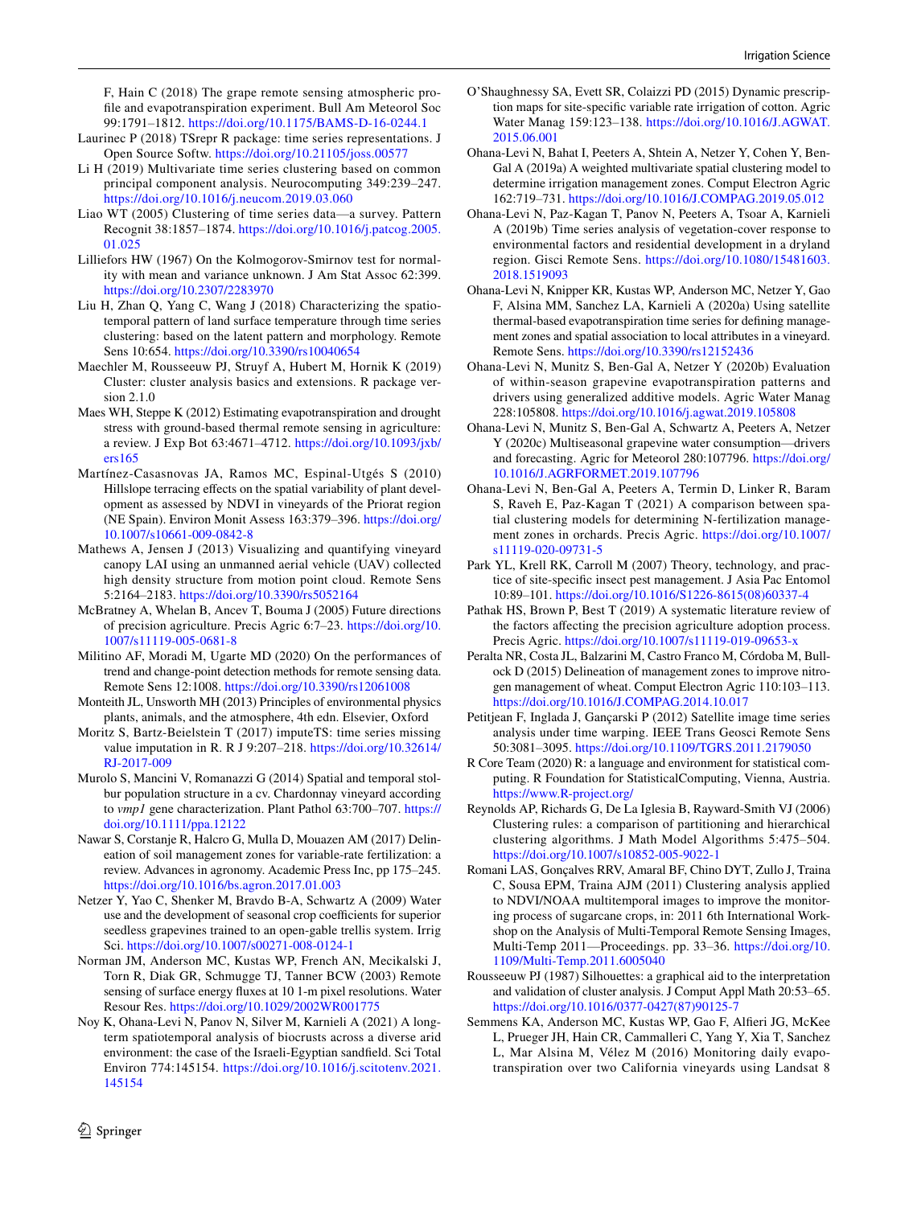F, Hain C (2018) The grape remote sensing atmospheric profile and evapotranspiration experiment. Bull Am Meteorol Soc 99:1791–1812. https://doi.org/10.1175/BAMS-D-16-0244.1

Laurinec P (2018) TSrepr R package: time series representations. J Open Source Softw. https://doi.org/10.21105/joss.00577

Li H (2019) Multivariate time series clustering based on common principal component analysis. Neurocomputing 349:239–247. https://doi.org/10.1016/j.neucom.2019.03.060

Liao WT (2005) Clustering of time series data—a survey. Pattern Recognit 38:1857–1874. https://doi.org/10.1016/j.patcog.2005.01.025

Lilliefors HW (1967) On the Kolmogorov-Smirnov test for normality with mean and variance unknown. J Am Stat Assoc 62:399. https://doi.org/10.2307/2283970

Liu H, Zhan Q, Yang C, Wang J (2018) Characterizing the spatio-temporal pattern of land surface temperature through time series clustering: based on the latent pattern and morphology. Remote Sens 10:654. https://doi.org/10.3390/rs10040654

Maechler M, Rousseeuw PJ, Struyf A, Hubert M, Hornik K (2019) Cluster: cluster analysis basics and extensions. R package version 2.1.0

Maes WH, Steppe K (2012) Estimating evapotranspiration and drought stress with ground-based thermal remote sensing in agriculture: a review. J Exp Bot 63:4671–4712. https://doi.org/10.1093/jxb/ers165

Martínez-Casasnovas JA, Ramos MC, Espinal-Utgés S (2010) Hillslope terracing effects on the spatial variability of plant development as assessed by NDVI in vineyards of the Priorat region (NE Spain). Environ Monit Assess 163:379–396. https://doi.org/10.1007/s10661-009-0842-8

Mathews A, Jensen J (2013) Visualizing and quantifying vineyard canopy LAI using an unmanned aerial vehicle (UAV) collected high density structure from motion point cloud. Remote Sens 5:2164–2183. https://doi.org/10.3390/rs5052164

McBratney A, Whelan B, Ancev T, Bouma J (2005) Future directions of precision agriculture. Precis Agric 6:7–23. https://doi.org/10.1007/s11119-005-0681-8

Militino AF, Moradi M, Ugarte MD (2020) On the performances of trend and change-point detection methods for remote sensing data. Remote Sens 12:1008. https://doi.org/10.3390/rs12061008

Monteith JL, Unsworth MH (2013) Principles of environmental physics plants, animals, and the atmosphere, 4th edn. Elsevier, Oxford

Moritz S, Bartz-Beielstein T (2017) imputeTS: time series missing value imputation in R. R J 9:207–218. https://doi.org/10.32614/RJ-2017-009

Murolo S, Mancini V, Romanazzi G (2014) Spatial and temporal stolbur population structure in a cv. Chardonnay vineyard according to *vmp1* gene characterization. Plant Pathol 63:700–707. https://doi.org/10.1111/ppa.12122

Nawar S, Corstanje R, Halcro G, Mulla D, Mouazen AM (2017) Delineation of soil management zones for variable-rate fertilization: a review. Advances in agronomy. Academic Press Inc, pp 175–245. https://doi.org/10.1016/bs.agron.2017.01.003

Netzer Y, Yao C, Shenker M, Bravdo B-A, Schwartz A (2009) Water use and the development of seasonal crop coefficients for superior seedless grapevines trained to an open-gable trellis system. Irrig Sci. https://doi.org/10.1007/s00271-008-0124-1

Norman JM, Anderson MC, Kustas WP, French AN, Mecikalski J, Torn R, Diak GR, Schmugge TJ, Tanner BCW (2003) Remote sensing of surface energy fluxes at 10 1-m pixel resolutions. Water Resour Res. https://doi.org/10.1029/2002WR001775

Noy K, Ohana-Levi N, Panov N, Silver M, Karnieli A (2021) A long-term spatiotemporal analysis of biocrusts across a diverse arid environment: the case of the Israeli-Egyptian sandfield. Sci Total Environ 774:145154. https://doi.org/10.1016/j.scitotenv.2021.145154

O'Shaughnessy SA, Evett SR, Colaizzi PD (2015) Dynamic prescription maps for site-specific variable rate irrigation of cotton. Agric Water Manag 159:123–138. https://doi.org/10.1016/J.AGWAT.2015.06.001

Ohana-Levi N, Bahat I, Peeters A, Shtein A, Netzer Y, Cohen Y, Ben-Gal A (2019a) A weighted multivariate spatial clustering model to determine irrigation management zones. Comput Electron Agric 162:719–731. https://doi.org/10.1016/J.COMPAG.2019.05.012

Ohana-Levi N, Paz-Kagan T, Panov N, Peeters A, Tsoar A, Karnieli A (2019b) Time series analysis of vegetation-cover response to environmental factors and residential development in a dryland region. Gisci Remote Sens. https://doi.org/10.1080/15481603.2018.1519093

Ohana-Levi N, Knipper KR, Kustas WP, Anderson MC, Netzer Y, Gao F, Alsina MM, Sanchez LA, Karnieli A (2020a) Using satellite thermal-based evapotranspiration time series for defining management zones and spatial association to local attributes in a vineyard. Remote Sens. https://doi.org/10.3390/rs12152436

Ohana-Levi N, Munitz S, Ben-Gal A, Netzer Y (2020b) Evaluation of within-season grapevine evapotranspiration patterns and drivers using generalized additive models. Agric Water Manag 228:105808. https://doi.org/10.1016/j.agwat.2019.105808

Ohana-Levi N, Munitz S, Ben-Gal A, Schwartz A, Peeters A, Netzer Y (2020c) Multiseasonal grapevine water consumption—drivers and forecasting. Agric for Meteorol 280:107796. https://doi.org/10.1016/J.AGRFORMET.2019.107796

Ohana-Levi N, Ben-Gal A, Peeters A, Termin D, Linker R, Baram S, Raveh E, Paz-Kagan T (2021) A comparison between spatial clustering models for determining N-fertilization management zones in orchards. Precis Agric. https://doi.org/10.1007/s11119-020-09731-5

Park YL, Krell RK, Carroll M (2007) Theory, technology, and practice of site-specific insect pest management. J Asia Pac Entomol 10:89–101. https://doi.org/10.1016/S1226-8615(08)60337-4

Pathak HS, Brown P, Best T (2019) A systematic literature review of the factors affecting the precision agriculture adoption process. Precis Agric. https://doi.org/10.1007/s11119-019-09653-x

Peralta NR, Costa JL, Balzarini M, Castro Franco M, Córdoba M, Bullock D (2015) Delineation of management zones to improve nitrogen management of wheat. Comput Electron Agric 110:103–113. https://doi.org/10.1016/J.COMPAG.2014.10.017

Petitjean F, Inglada J, Gançarski P (2012) Satellite image time series analysis under time warping. IEEE Trans Geosci Remote Sens 50:3081–3095. https://doi.org/10.1109/TGRS.2011.2179050

R Core Team (2020) R: a language and environment for statistical computing. R Foundation for StatisticalComputing, Vienna, Austria. https://www.R-project.org/

Reynolds AP, Richards G, De La Iglesia B, Rayward-Smith VJ (2006) Clustering rules: a comparison of partitioning and hierarchical clustering algorithms. J Math Model Algorithms 5:475–504. https://doi.org/10.1007/s10852-005-9022-1

Romani LAS, Gonçalves RRV, Amaral BF, Chino DYT, Zullo J, Traina C, Sousa EPM, Traina AJM (2011) Clustering analysis applied to NDVI/NOAA multitemporal images to improve the monitoring process of sugarcane crops, in: 2011 6th International Workshop on the Analysis of Multi-Temporal Remote Sensing Images, Multi-Temp 2011—Proceedings. pp. 33–36. https://doi.org/10.1109/Multi-Temp.2011.6005040

Rousseeuw PJ (1987) Silhouettes: a graphical aid to the interpretation and validation of cluster analysis. J Comput Appl Math 20:53–65. https://doi.org/10.1016/0377-0427(87)90125-7

Semmens KA, Anderson MC, Kustas WP, Gao F, Alfieri JG, McKee L, Prueger JH, Hain CR, Cammalleri C, Yang Y, Xia T, Sanchez L, Mar Alsina M, Vélez M (2016) Monitoring daily evapotranspiration over two California vineyards using Landsat 8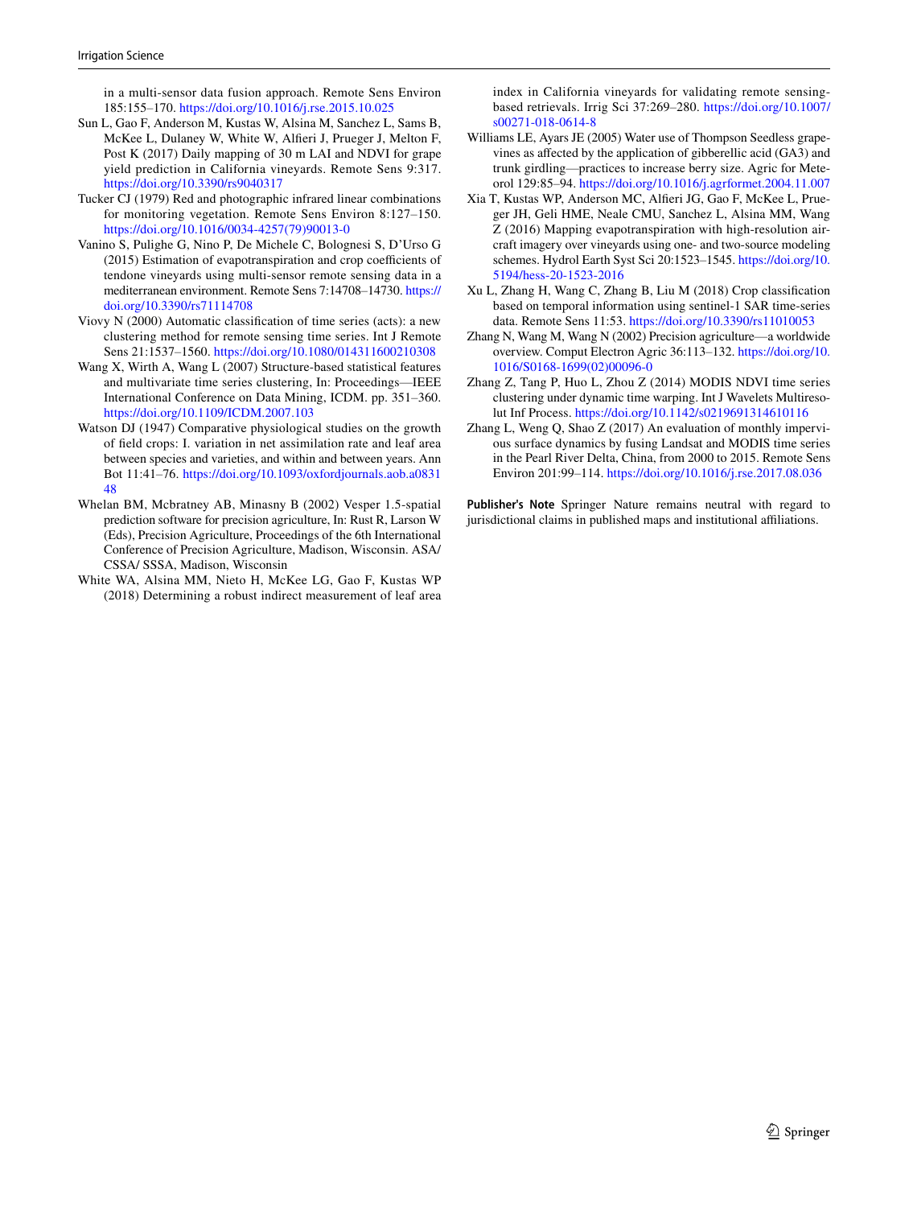in a multi-sensor data fusion approach. Remote Sens Environ 185:155–170. https://doi.org/10.1016/j.rse.2015.10.025

Sun L, Gao F, Anderson M, Kustas W, Alsina M, Sanchez L, Sams B, McKee L, Dulaney W, White W, Alfieri J, Prueger J, Melton F, Post K (2017) Daily mapping of 30 m LAI and NDVI for grape yield prediction in California vineyards. Remote Sens 9:317. https://doi.org/10.3390/rs9040317

Tucker CJ (1979) Red and photographic infrared linear combinations for monitoring vegetation. Remote Sens Environ 8:127–150. https://doi.org/10.1016/0034-4257(79)90013-0

Vanino S, Pulighe G, Nino P, De Michele C, Bolognesi S, D'Urso G (2015) Estimation of evapotranspiration and crop coefficients of tendone vineyards using multi-sensor remote sensing data in a mediterranean environment. Remote Sens 7:14708–14730. https://doi.org/10.3390/rs71114708

Viovy N (2000) Automatic classification of time series (acts): a new clustering method for remote sensing time series. Int J Remote Sens 21:1537–1560. https://doi.org/10.1080/014311600210308

Wang X, Wirth A, Wang L (2007) Structure-based statistical features and multivariate time series clustering, In: Proceedings—IEEE International Conference on Data Mining, ICDM. pp. 351–360. https://doi.org/10.1109/ICDM.2007.103

Watson DJ (1947) Comparative physiological studies on the growth of field crops: I. variation in net assimilation rate and leaf area between species and varieties, and within and between years. Ann Bot 11:41–76. https://doi.org/10.1093/oxfordjournals.aob.a083148

Whelan BM, Mcbratney AB, Minasny B (2002) Vesper 1.5-spatial prediction software for precision agriculture, In: Rust R, Larson W (Eds), Precision Agriculture, Proceedings of the 6th International Conference of Precision Agriculture, Madison, Wisconsin. ASA/CSSA/ SSSA, Madison, Wisconsin

White WA, Alsina MM, Nieto H, McKee LG, Gao F, Kustas WP (2018) Determining a robust indirect measurement of leaf area index in California vineyards for validating remote sensing-based retrievals. Irrig Sci 37:269–280. https://doi.org/10.1007/s00271-018-0614-8

Williams LE, Ayars JE (2005) Water use of Thompson Seedless grapevines as affected by the application of gibberellic acid (GA3) and trunk girdling—practices to increase berry size. Agric for Meteorol 129:85–94. https://doi.org/10.1016/j.agrformet.2004.11.007

Xia T, Kustas WP, Anderson MC, Alfieri JG, Gao F, McKee L, Prueger JH, Geli HME, Neale CMU, Sanchez L, Alsina MM, Wang Z (2016) Mapping evapotranspiration with high-resolution aircraft imagery over vineyards using one- and two-source modeling schemes. Hydrol Earth Syst Sci 20:1523–1545. https://doi.org/10.5194/hess-20-1523-2016

Xu L, Zhang H, Wang C, Zhang B, Liu M (2018) Crop classification based on temporal information using sentinel-1 SAR time-series data. Remote Sens 11:53. https://doi.org/10.3390/rs11010053

Zhang N, Wang M, Wang N (2002) Precision agriculture—a worldwide overview. Comput Electron Agric 36:113–132. https://doi.org/10.1016/S0168-1699(02)00096-0

Zhang Z, Tang P, Huo L, Zhou Z (2014) MODIS NDVI time series clustering under dynamic time warping. Int J Wavelets Multiresolut Inf Process. https://doi.org/10.1142/s0219691314610116

Zhang L, Weng Q, Shao Z (2017) An evaluation of monthly impervious surface dynamics by fusing Landsat and MODIS time series in the Pearl River Delta, China, from 2000 to 2015. Remote Sens Environ 201:99–114. https://doi.org/10.1016/j.rse.2017.08.036

**Publisher's Note** Springer Nature remains neutral with regard to jurisdictional claims in published maps and institutional affiliations.